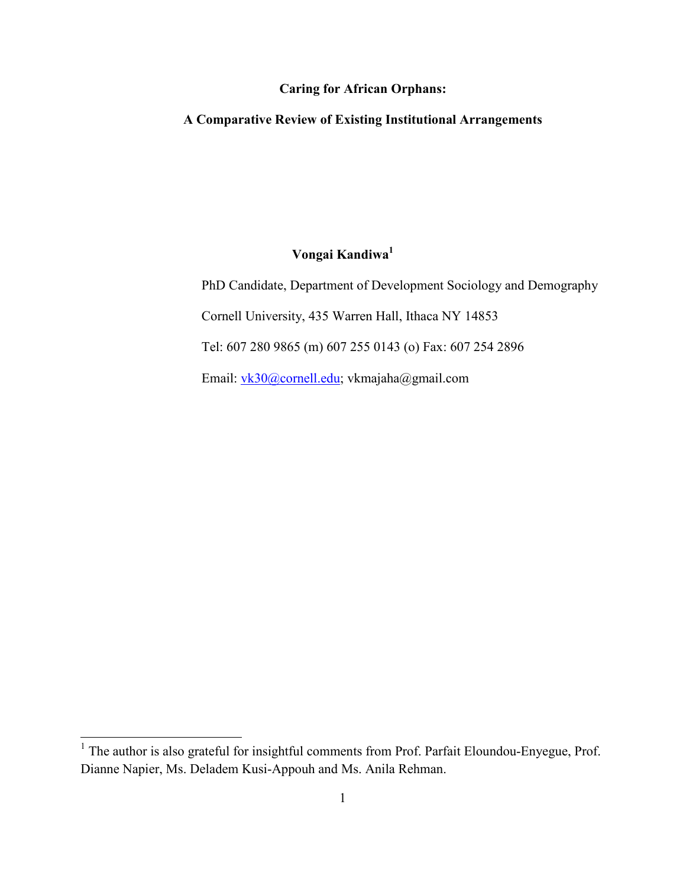# Caring for African Orphans:

## A Comparative Review of Existing Institutional Arrangements

**Vongai Kandiwa**[1]

PhD Candidate, Department of Development Sociology and Demography

Cornell University, 435 Warren Hall, Ithaca NY 14853

Tel: 607 280 9865 (m) 607 255 0143 (o) Fax: 607 254 2896

Email: vk30@cornell.edu; vkmajaha@gmail.com

---

[1] The author is also grateful for insightful comments from Prof. Parfait Eloundou-Enyegue, Prof. Dianne Napier, Ms. Deladem Kusi-Appouh and Ms. Anila Rehman.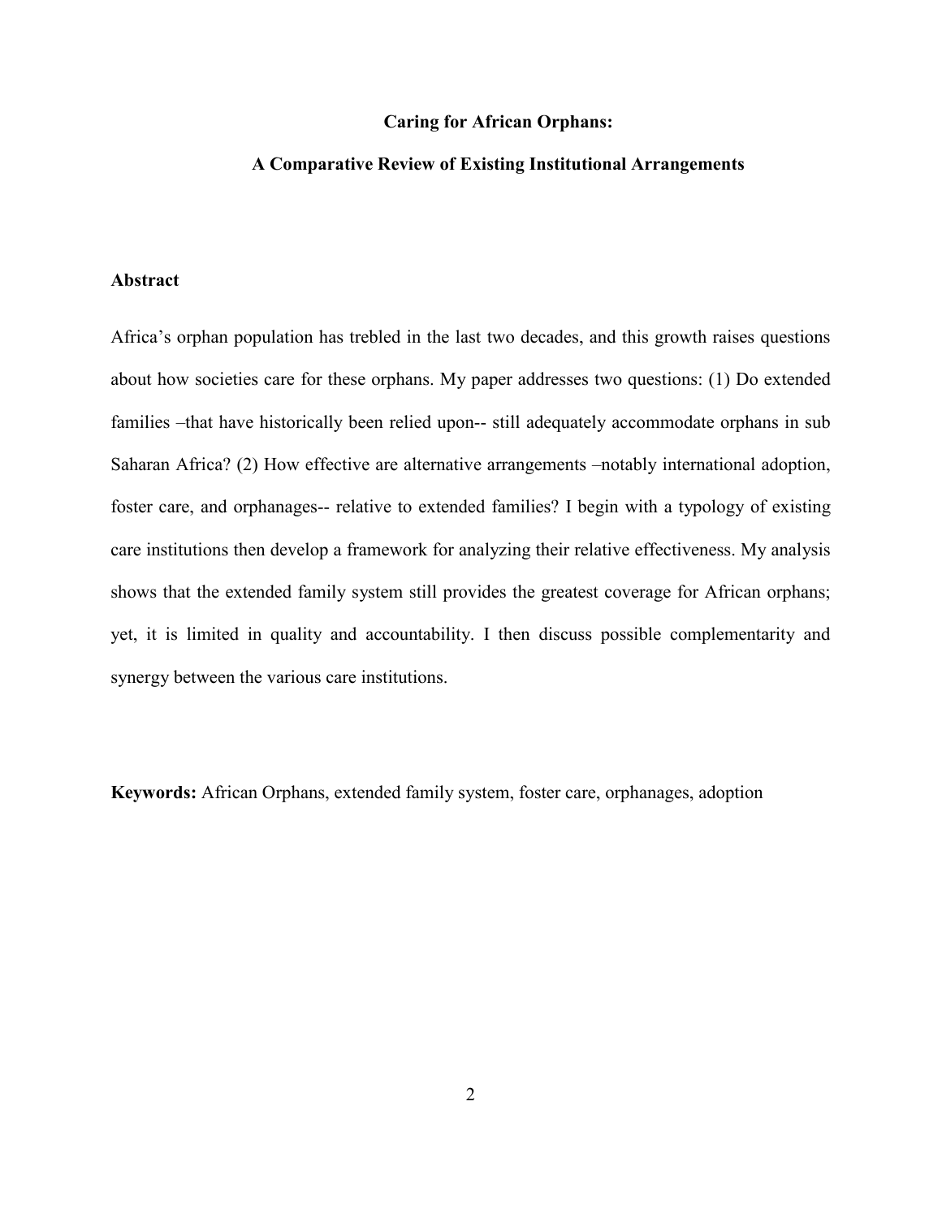**Caring for African Orphans:**

**A Comparative Review of Existing Institutional Arrangements**

## Abstract

Africa's orphan population has trebled in the last two decades, and this growth raises questions about how societies care for these orphans. My paper addresses two questions: (1) Do extended families –that have historically been relied upon-- still adequately accommodate orphans in sub Saharan Africa? (2) How effective are alternative arrangements –notably international adoption, foster care, and orphanages-- relative to extended families? I begin with a typology of existing care institutions then develop a framework for analyzing their relative effectiveness. My analysis shows that the extended family system still provides the greatest coverage for African orphans; yet, it is limited in quality and accountability. I then discuss possible complementarity and synergy between the various care institutions.

**Keywords:** African Orphans, extended family system, foster care, orphanages, adoption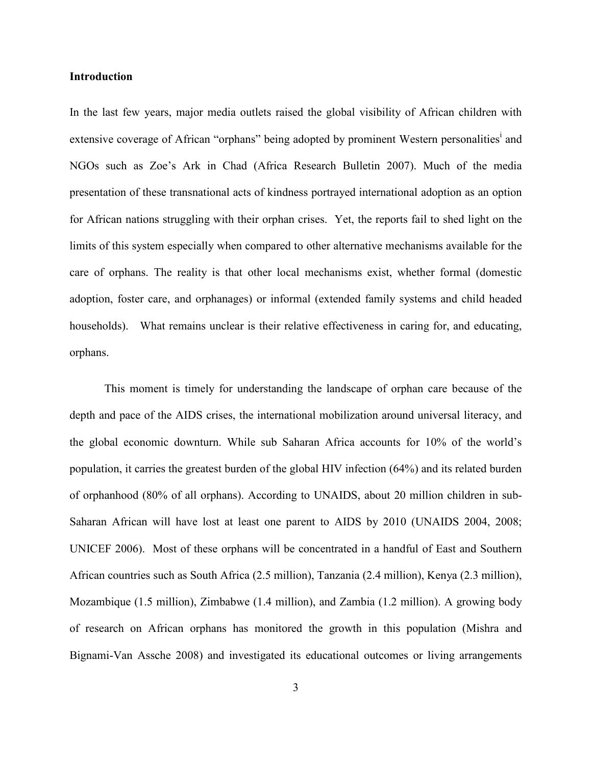**Introduction**

In the last few years, major media outlets raised the global visibility of African children with extensive coverage of African "orphans" being adopted by prominent Western personalities[i] and NGOs such as Zoe's Ark in Chad (Africa Research Bulletin 2007). Much of the media presentation of these transnational acts of kindness portrayed international adoption as an option for African nations struggling with their orphan crises. Yet, the reports fail to shed light on the limits of this system especially when compared to other alternative mechanisms available for the care of orphans. The reality is that other local mechanisms exist, whether formal (domestic adoption, foster care, and orphanages) or informal (extended family systems and child headed households). What remains unclear is their relative effectiveness in caring for, and educating, orphans.

This moment is timely for understanding the landscape of orphan care because of the depth and pace of the AIDS crises, the international mobilization around universal literacy, and the global economic downturn. While sub Saharan Africa accounts for 10% of the world's population, it carries the greatest burden of the global HIV infection (64%) and its related burden of orphanhood (80% of all orphans). According to UNAIDS, about 20 million children in sub-Saharan African will have lost at least one parent to AIDS by 2010 (UNAIDS 2004, 2008; UNICEF 2006). Most of these orphans will be concentrated in a handful of East and Southern African countries such as South Africa (2.5 million), Tanzania (2.4 million), Kenya (2.3 million), Mozambique (1.5 million), Zimbabwe (1.4 million), and Zambia (1.2 million). A growing body of research on African orphans has monitored the growth in this population (Mishra and Bignami-Van Assche 2008) and investigated its educational outcomes or living arrangements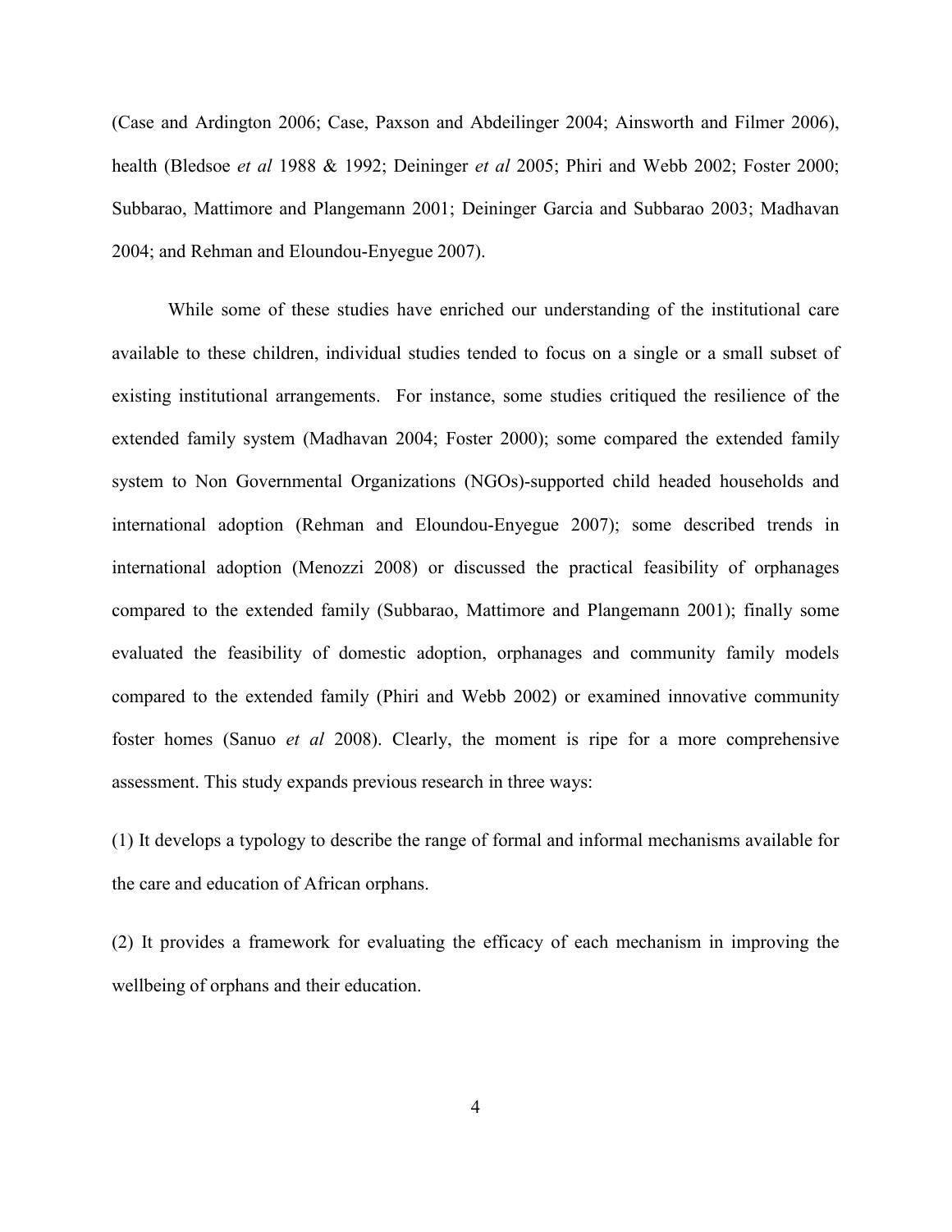(Case and Ardington 2006; Case, Paxson and Abdeilinger 2004; Ainsworth and Filmer 2006), health (Bledsoe *et al* 1988 & 1992; Deininger *et al* 2005; Phiri and Webb 2002; Foster 2000; Subbarao, Mattimore and Plangemann 2001; Deininger Garcia and Subbarao 2003; Madhavan 2004; and Rehman and Eloundou-Enyegue 2007).

While some of these studies have enriched our understanding of the institutional care available to these children, individual studies tended to focus on a single or a small subset of existing institutional arrangements. For instance, some studies critiqued the resilience of the extended family system (Madhavan 2004; Foster 2000); some compared the extended family system to Non Governmental Organizations (NGOs)-supported child headed households and international adoption (Rehman and Eloundou-Enyegue 2007); some described trends in international adoption (Menozzi 2008) or discussed the practical feasibility of orphanages compared to the extended family (Subbarao, Mattimore and Plangemann 2001); finally some evaluated the feasibility of domestic adoption, orphanages and community family models compared to the extended family (Phiri and Webb 2002) or examined innovative community foster homes (Sanuo *et al* 2008). Clearly, the moment is ripe for a more comprehensive assessment. This study expands previous research in three ways:

(1) It develops a typology to describe the range of formal and informal mechanisms available for the care and education of African orphans.

(2) It provides a framework for evaluating the efficacy of each mechanism in improving the wellbeing of orphans and their education.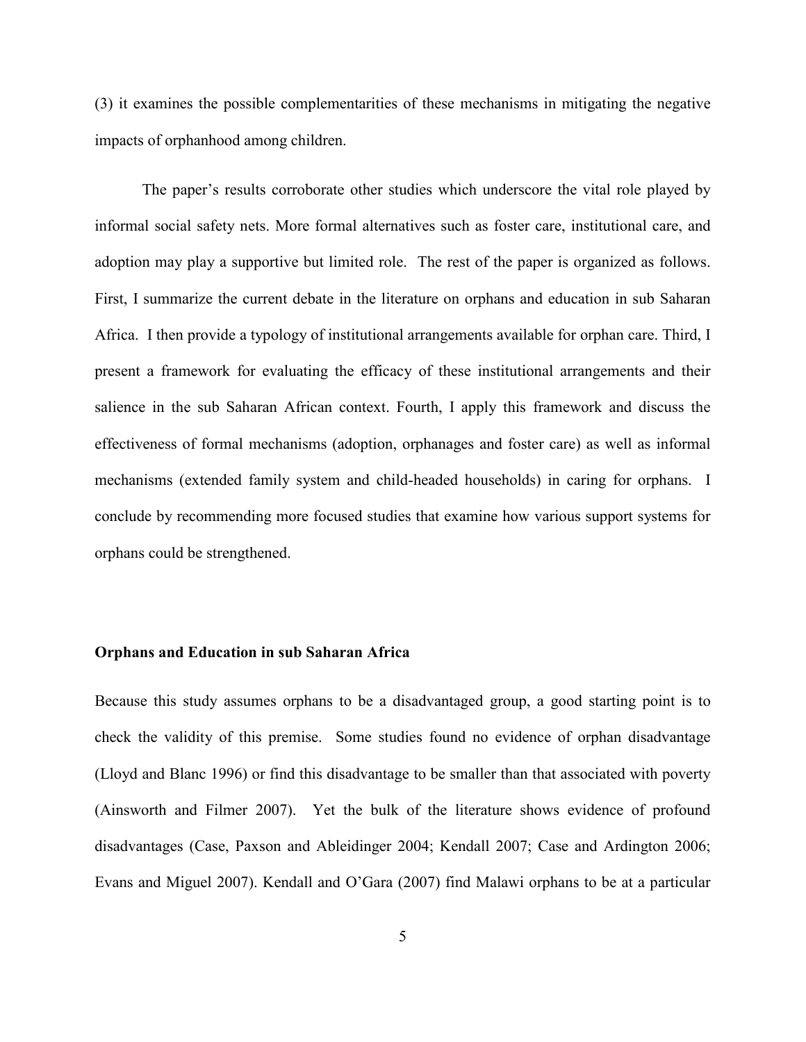(3) it examines the possible complementarities of these mechanisms in mitigating the negative impacts of orphanhood among children.

The paper's results corroborate other studies which underscore the vital role played by informal social safety nets. More formal alternatives such as foster care, institutional care, and adoption may play a supportive but limited role. The rest of the paper is organized as follows. First, I summarize the current debate in the literature on orphans and education in sub Saharan Africa. I then provide a typology of institutional arrangements available for orphan care. Third, I present a framework for evaluating the efficacy of these institutional arrangements and their salience in the sub Saharan African context. Fourth, I apply this framework and discuss the effectiveness of formal mechanisms (adoption, orphanages and foster care) as well as informal mechanisms (extended family system and child-headed households) in caring for orphans. I conclude by recommending more focused studies that examine how various support systems for orphans could be strengthened.

## Orphans and Education in sub Saharan Africa

Because this study assumes orphans to be a disadvantaged group, a good starting point is to check the validity of this premise. Some studies found no evidence of orphan disadvantage (Lloyd and Blanc 1996) or find this disadvantage to be smaller than that associated with poverty (Ainsworth and Filmer 2007). Yet the bulk of the literature shows evidence of profound disadvantages (Case, Paxson and Ableidinger 2004; Kendall 2007; Case and Ardington 2006; Evans and Miguel 2007). Kendall and O'Gara (2007) find Malawi orphans to be at a particular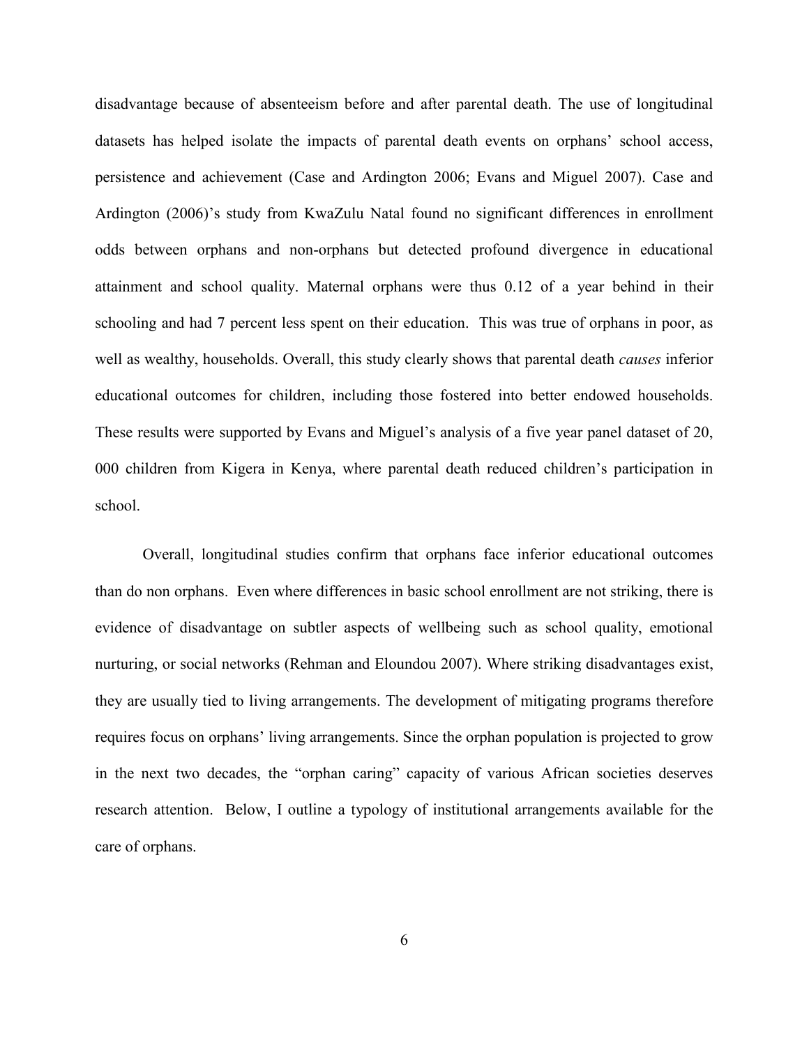disadvantage because of absenteeism before and after parental death. The use of longitudinal datasets has helped isolate the impacts of parental death events on orphans' school access, persistence and achievement (Case and Ardington 2006; Evans and Miguel 2007). Case and Ardington (2006)'s study from KwaZulu Natal found no significant differences in enrollment odds between orphans and non-orphans but detected profound divergence in educational attainment and school quality. Maternal orphans were thus 0.12 of a year behind in their schooling and had 7 percent less spent on their education. This was true of orphans in poor, as well as wealthy, households. Overall, this study clearly shows that parental death *causes* inferior educational outcomes for children, including those fostered into better endowed households. These results were supported by Evans and Miguel's analysis of a five year panel dataset of 20, 000 children from Kigera in Kenya, where parental death reduced children's participation in school.

Overall, longitudinal studies confirm that orphans face inferior educational outcomes than do non orphans. Even where differences in basic school enrollment are not striking, there is evidence of disadvantage on subtler aspects of wellbeing such as school quality, emotional nurturing, or social networks (Rehman and Eloundou 2007). Where striking disadvantages exist, they are usually tied to living arrangements. The development of mitigating programs therefore requires focus on orphans' living arrangements. Since the orphan population is projected to grow in the next two decades, the "orphan caring" capacity of various African societies deserves research attention. Below, I outline a typology of institutional arrangements available for the care of orphans.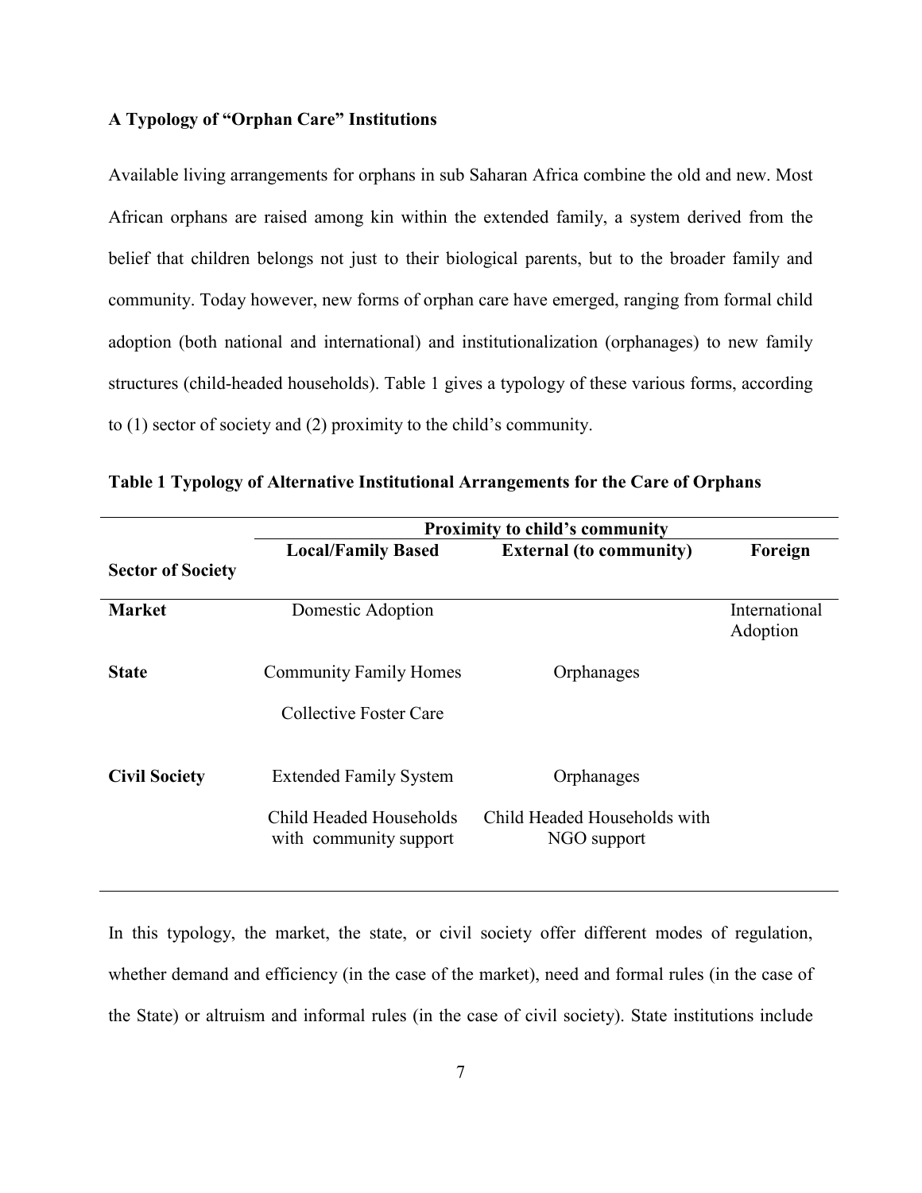**A Typology of "Orphan Care" Institutions**

Available living arrangements for orphans in sub Saharan Africa combine the old and new. Most African orphans are raised among kin within the extended family, a system derived from the belief that children belongs not just to their biological parents, but to the broader family and community. Today however, new forms of orphan care have emerged, ranging from formal child adoption (both national and international) and institutionalization (orphanages) to new family structures (child-headed households). Table 1 gives a typology of these various forms, according to (1) sector of society and (2) proximity to the child's community.

**Table 1 Typology of Alternative Institutional Arrangements for the Care of Orphans**

| | Proximity to child's community | | |
|---|---|---|---|
| **Sector of Society** | **Local/Family Based** | **External (to community)** | **Foreign** |
| **Market** | Domestic Adoption | | International Adoption |
| **State** | Community Family Homes | Orphanages | |
| | Collective Foster Care | | |
| **Civil Society** | Extended Family System | Orphanages | |
| | Child Headed Households with community support | Child Headed Households with NGO support | |

In this typology, the market, the state, or civil society offer different modes of regulation, whether demand and efficiency (in the case of the market), need and formal rules (in the case of the State) or altruism and informal rules (in the case of civil society). State institutions include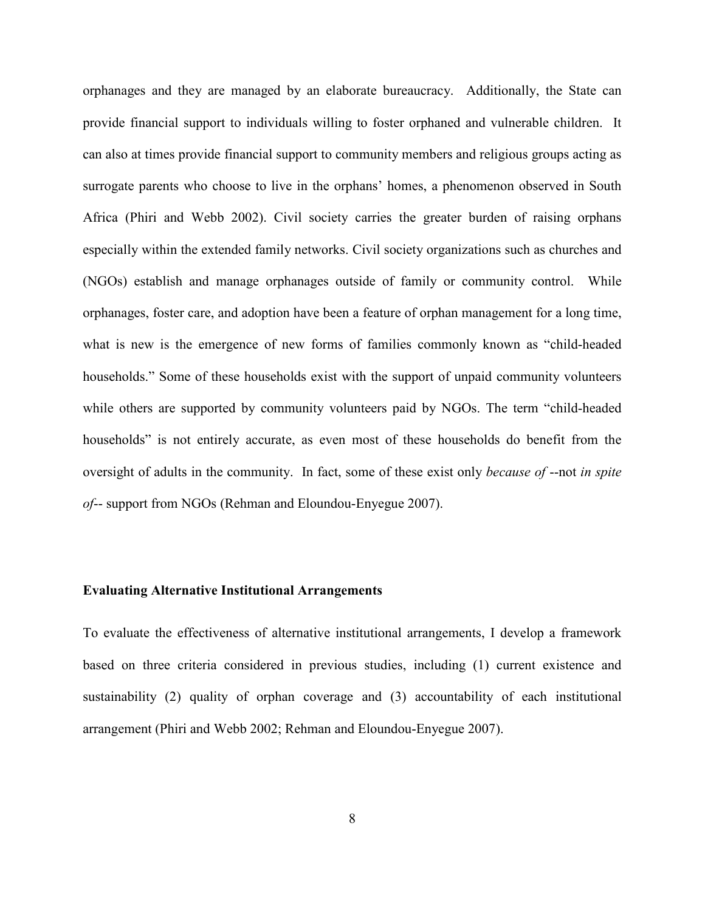orphanages and they are managed by an elaborate bureaucracy. Additionally, the State can provide financial support to individuals willing to foster orphaned and vulnerable children. It can also at times provide financial support to community members and religious groups acting as surrogate parents who choose to live in the orphans' homes, a phenomenon observed in South Africa (Phiri and Webb 2002). Civil society carries the greater burden of raising orphans especially within the extended family networks. Civil society organizations such as churches and (NGOs) establish and manage orphanages outside of family or community control. While orphanages, foster care, and adoption have been a feature of orphan management for a long time, what is new is the emergence of new forms of families commonly known as "child-headed households." Some of these households exist with the support of unpaid community volunteers while others are supported by community volunteers paid by NGOs. The term "child-headed households" is not entirely accurate, as even most of these households do benefit from the oversight of adults in the community. In fact, some of these exist only *because of* --not *in spite of*-- support from NGOs (Rehman and Eloundou-Enyegue 2007).

**Evaluating Alternative Institutional Arrangements**

To evaluate the effectiveness of alternative institutional arrangements, I develop a framework based on three criteria considered in previous studies, including (1) current existence and sustainability (2) quality of orphan coverage and (3) accountability of each institutional arrangement (Phiri and Webb 2002; Rehman and Eloundou-Enyegue 2007).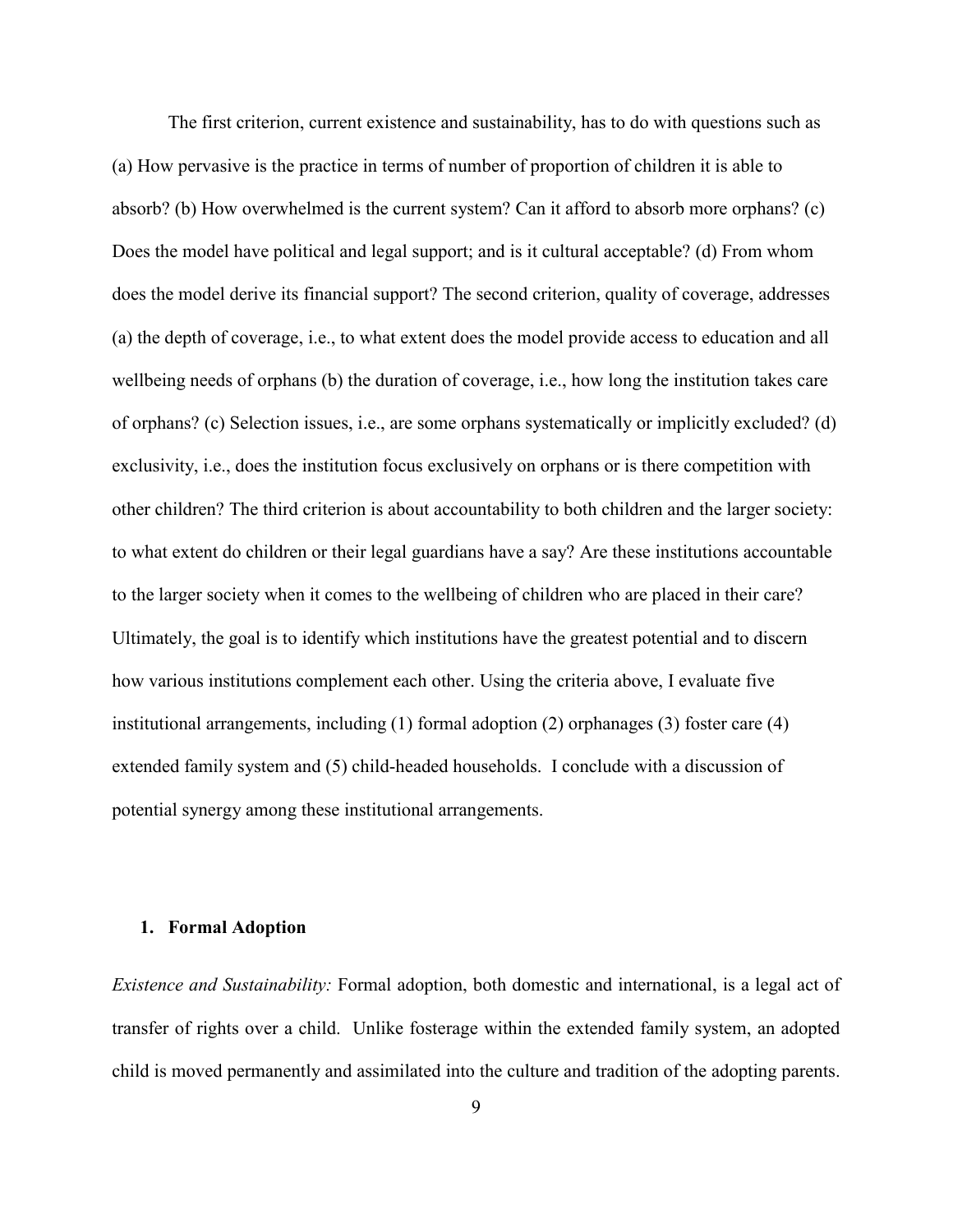The first criterion, current existence and sustainability, has to do with questions such as (a) How pervasive is the practice in terms of number of proportion of children it is able to absorb? (b) How overwhelmed is the current system? Can it afford to absorb more orphans? (c) Does the model have political and legal support; and is it cultural acceptable? (d) From whom does the model derive its financial support? The second criterion, quality of coverage, addresses (a) the depth of coverage, i.e., to what extent does the model provide access to education and all wellbeing needs of orphans (b) the duration of coverage, i.e., how long the institution takes care of orphans? (c) Selection issues, i.e., are some orphans systematically or implicitly excluded? (d) exclusivity, i.e., does the institution focus exclusively on orphans or is there competition with other children? The third criterion is about accountability to both children and the larger society: to what extent do children or their legal guardians have a say? Are these institutions accountable to the larger society when it comes to the wellbeing of children who are placed in their care? Ultimately, the goal is to identify which institutions have the greatest potential and to discern how various institutions complement each other. Using the criteria above, I evaluate five institutional arrangements, including (1) formal adoption (2) orphanages (3) foster care (4) extended family system and (5) child-headed households. I conclude with a discussion of potential synergy among these institutional arrangements.

### 1. Formal Adoption

*Existence and Sustainability:* Formal adoption, both domestic and international, is a legal act of transfer of rights over a child. Unlike fosterage within the extended family system, an adopted child is moved permanently and assimilated into the culture and tradition of the adopting parents.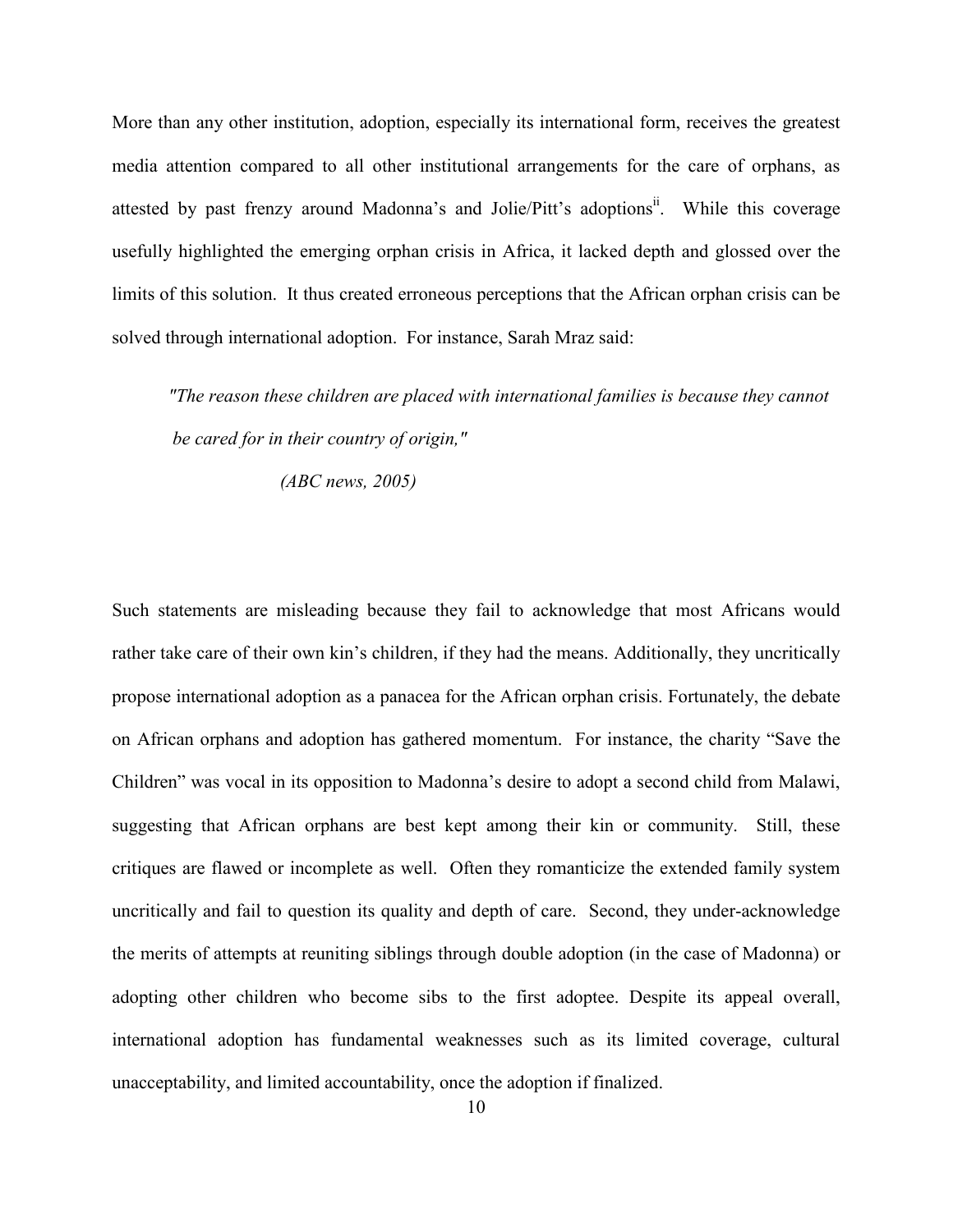More than any other institution, adoption, especially its international form, receives the greatest media attention compared to all other institutional arrangements for the care of orphans, as attested by past frenzy around Madonna's and Jolie/Pitt's adoptions[ii]. While this coverage usefully highlighted the emerging orphan crisis in Africa, it lacked depth and glossed over the limits of this solution. It thus created erroneous perceptions that the African orphan crisis can be solved through international adoption. For instance, Sarah Mraz said:

> *"The reason these children are placed with international families is because they cannot be cared for in their country of origin,"*
>
> *(ABC news, 2005)*

Such statements are misleading because they fail to acknowledge that most Africans would rather take care of their own kin's children, if they had the means. Additionally, they uncritically propose international adoption as a panacea for the African orphan crisis. Fortunately, the debate on African orphans and adoption has gathered momentum. For instance, the charity "Save the Children" was vocal in its opposition to Madonna's desire to adopt a second child from Malawi, suggesting that African orphans are best kept among their kin or community. Still, these critiques are flawed or incomplete as well. Often they romanticize the extended family system uncritically and fail to question its quality and depth of care. Second, they under-acknowledge the merits of attempts at reuniting siblings through double adoption (in the case of Madonna) or adopting other children who become sibs to the first adoptee. Despite its appeal overall, international adoption has fundamental weaknesses such as its limited coverage, cultural unacceptability, and limited accountability, once the adoption if finalized.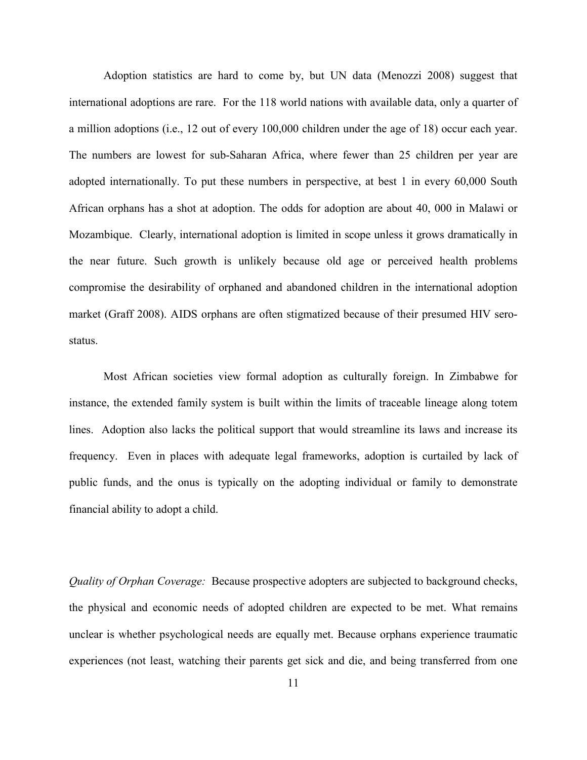Adoption statistics are hard to come by, but UN data (Menozzi 2008) suggest that international adoptions are rare. For the 118 world nations with available data, only a quarter of a million adoptions (i.e., 12 out of every 100,000 children under the age of 18) occur each year. The numbers are lowest for sub-Saharan Africa, where fewer than 25 children per year are adopted internationally. To put these numbers in perspective, at best 1 in every 60,000 South African orphans has a shot at adoption. The odds for adoption are about 40, 000 in Malawi or Mozambique. Clearly, international adoption is limited in scope unless it grows dramatically in the near future. Such growth is unlikely because old age or perceived health problems compromise the desirability of orphaned and abandoned children in the international adoption market (Graff 2008). AIDS orphans are often stigmatized because of their presumed HIV sero-status.

Most African societies view formal adoption as culturally foreign. In Zimbabwe for instance, the extended family system is built within the limits of traceable lineage along totem lines. Adoption also lacks the political support that would streamline its laws and increase its frequency. Even in places with adequate legal frameworks, adoption is curtailed by lack of public funds, and the onus is typically on the adopting individual or family to demonstrate financial ability to adopt a child.

*Quality of Orphan Coverage:* Because prospective adopters are subjected to background checks, the physical and economic needs of adopted children are expected to be met. What remains unclear is whether psychological needs are equally met. Because orphans experience traumatic experiences (not least, watching their parents get sick and die, and being transferred from one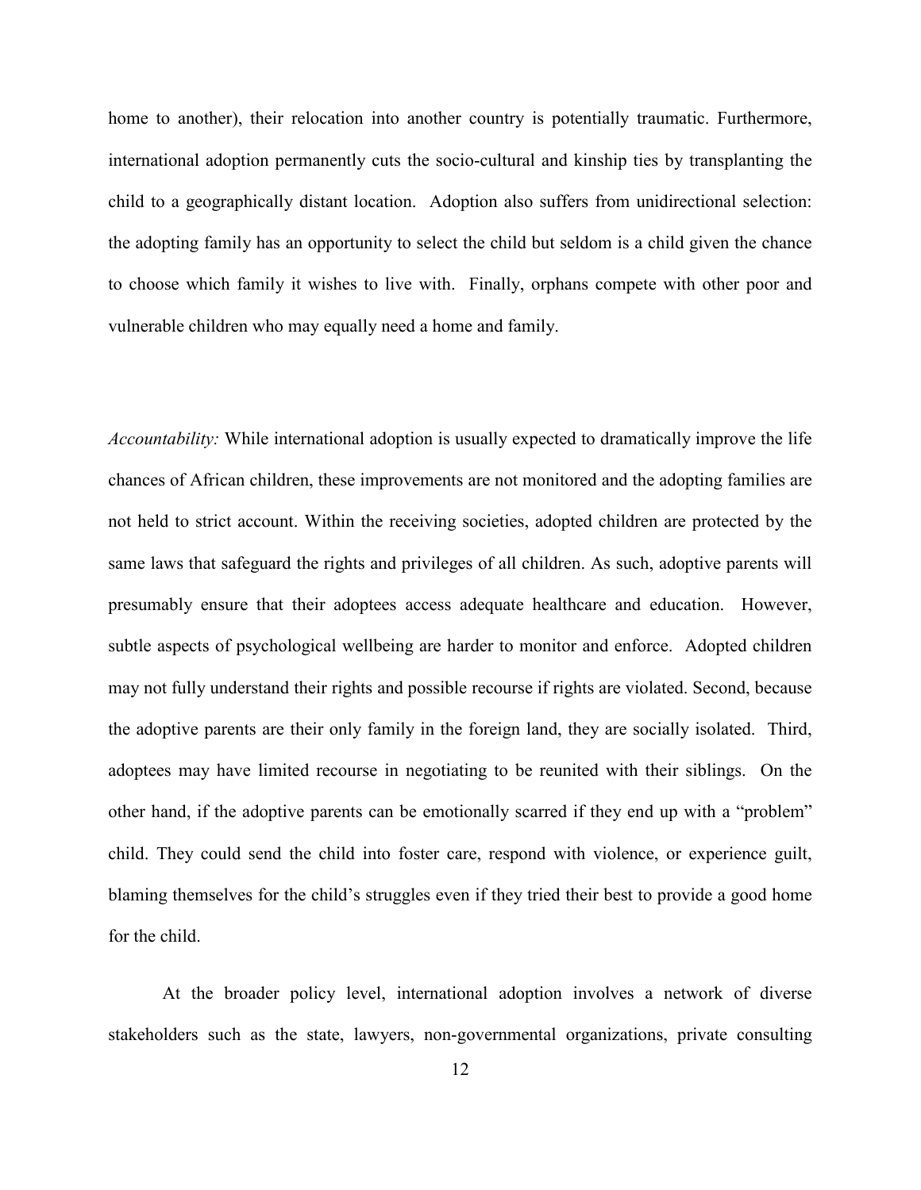home to another), their relocation into another country is potentially traumatic. Furthermore, international adoption permanently cuts the socio-cultural and kinship ties by transplanting the child to a geographically distant location. Adoption also suffers from unidirectional selection: the adopting family has an opportunity to select the child but seldom is a child given the chance to choose which family it wishes to live with. Finally, orphans compete with other poor and vulnerable children who may equally need a home and family.

*Accountability:* While international adoption is usually expected to dramatically improve the life chances of African children, these improvements are not monitored and the adopting families are not held to strict account. Within the receiving societies, adopted children are protected by the same laws that safeguard the rights and privileges of all children. As such, adoptive parents will presumably ensure that their adoptees access adequate healthcare and education. However, subtle aspects of psychological wellbeing are harder to monitor and enforce. Adopted children may not fully understand their rights and possible recourse if rights are violated. Second, because the adoptive parents are their only family in the foreign land, they are socially isolated. Third, adoptees may have limited recourse in negotiating to be reunited with their siblings. On the other hand, if the adoptive parents can be emotionally scarred if they end up with a "problem" child. They could send the child into foster care, respond with violence, or experience guilt, blaming themselves for the child's struggles even if they tried their best to provide a good home for the child.

At the broader policy level, international adoption involves a network of diverse stakeholders such as the state, lawyers, non-governmental organizations, private consulting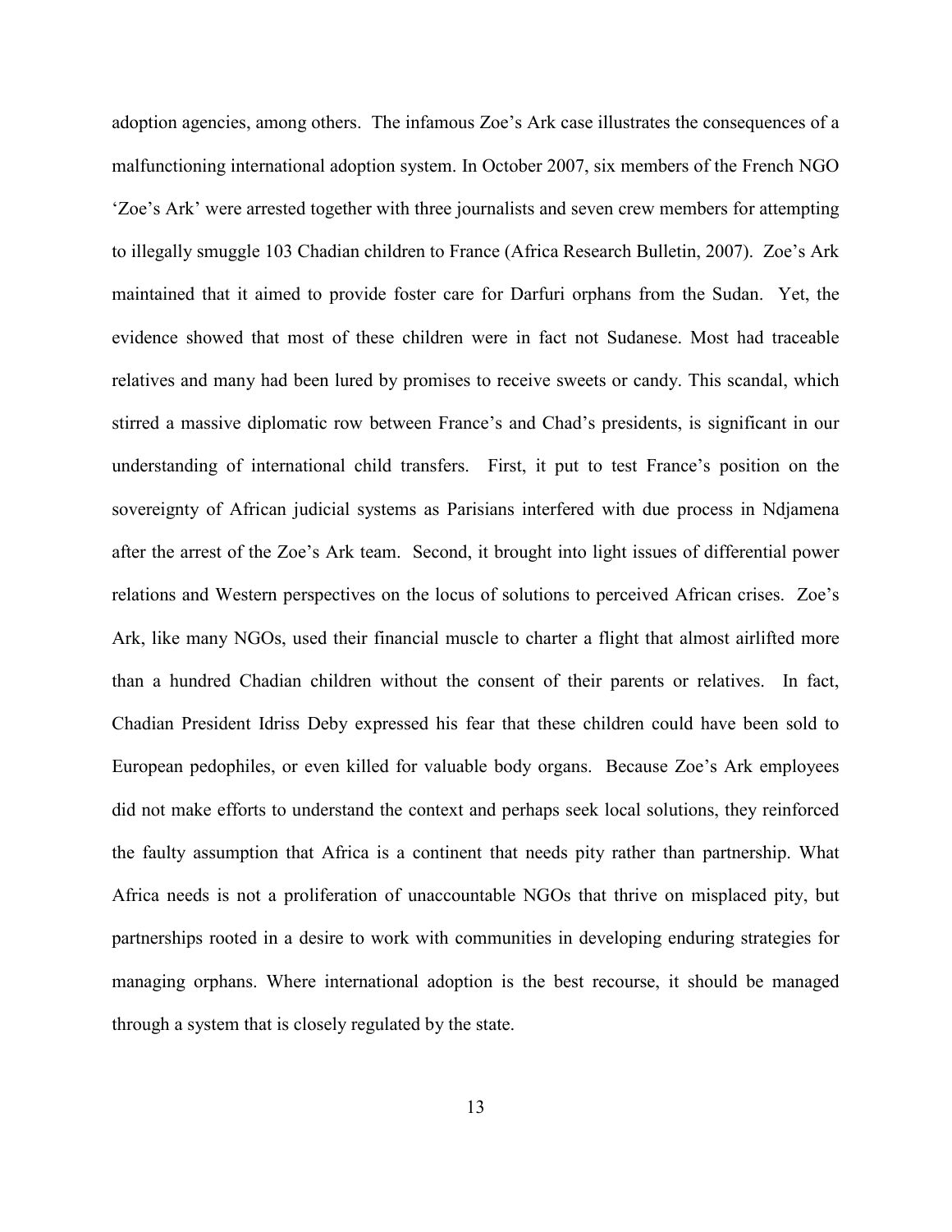adoption agencies, among others. The infamous Zoe's Ark case illustrates the consequences of a malfunctioning international adoption system. In October 2007, six members of the French NGO 'Zoe's Ark' were arrested together with three journalists and seven crew members for attempting to illegally smuggle 103 Chadian children to France (Africa Research Bulletin, 2007). Zoe's Ark maintained that it aimed to provide foster care for Darfuri orphans from the Sudan. Yet, the evidence showed that most of these children were in fact not Sudanese. Most had traceable relatives and many had been lured by promises to receive sweets or candy. This scandal, which stirred a massive diplomatic row between France's and Chad's presidents, is significant in our understanding of international child transfers. First, it put to test France's position on the sovereignty of African judicial systems as Parisians interfered with due process in Ndjamena after the arrest of the Zoe's Ark team. Second, it brought into light issues of differential power relations and Western perspectives on the locus of solutions to perceived African crises. Zoe's Ark, like many NGOs, used their financial muscle to charter a flight that almost airlifted more than a hundred Chadian children without the consent of their parents or relatives. In fact, Chadian President Idriss Deby expressed his fear that these children could have been sold to European pedophiles, or even killed for valuable body organs. Because Zoe's Ark employees did not make efforts to understand the context and perhaps seek local solutions, they reinforced the faulty assumption that Africa is a continent that needs pity rather than partnership. What Africa needs is not a proliferation of unaccountable NGOs that thrive on misplaced pity, but partnerships rooted in a desire to work with communities in developing enduring strategies for managing orphans. Where international adoption is the best recourse, it should be managed through a system that is closely regulated by the state.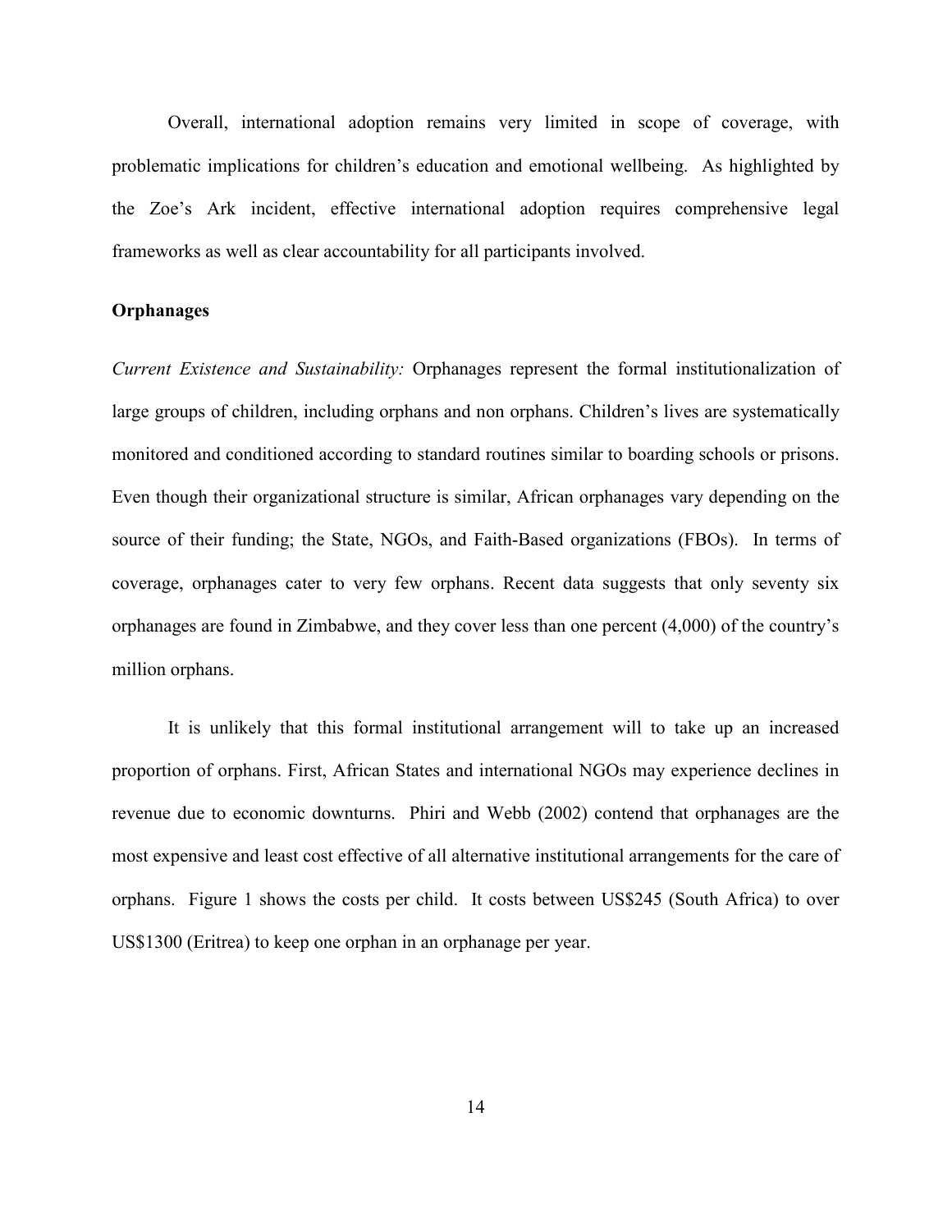Overall, international adoption remains very limited in scope of coverage, with problematic implications for children's education and emotional wellbeing. As highlighted by the Zoe's Ark incident, effective international adoption requires comprehensive legal frameworks as well as clear accountability for all participants involved.

**Orphanages**

*Current Existence and Sustainability:* Orphanages represent the formal institutionalization of large groups of children, including orphans and non orphans. Children's lives are systematically monitored and conditioned according to standard routines similar to boarding schools or prisons. Even though their organizational structure is similar, African orphanages vary depending on the source of their funding; the State, NGOs, and Faith-Based organizations (FBOs). In terms of coverage, orphanages cater to very few orphans. Recent data suggests that only seventy six orphanages are found in Zimbabwe, and they cover less than one percent (4,000) of the country's million orphans.

It is unlikely that this formal institutional arrangement will to take up an increased proportion of orphans. First, African States and international NGOs may experience declines in revenue due to economic downturns. Phiri and Webb (2002) contend that orphanages are the most expensive and least cost effective of all alternative institutional arrangements for the care of orphans. Figure 1 shows the costs per child. It costs between US$245 (South Africa) to over US$1300 (Eritrea) to keep one orphan in an orphanage per year.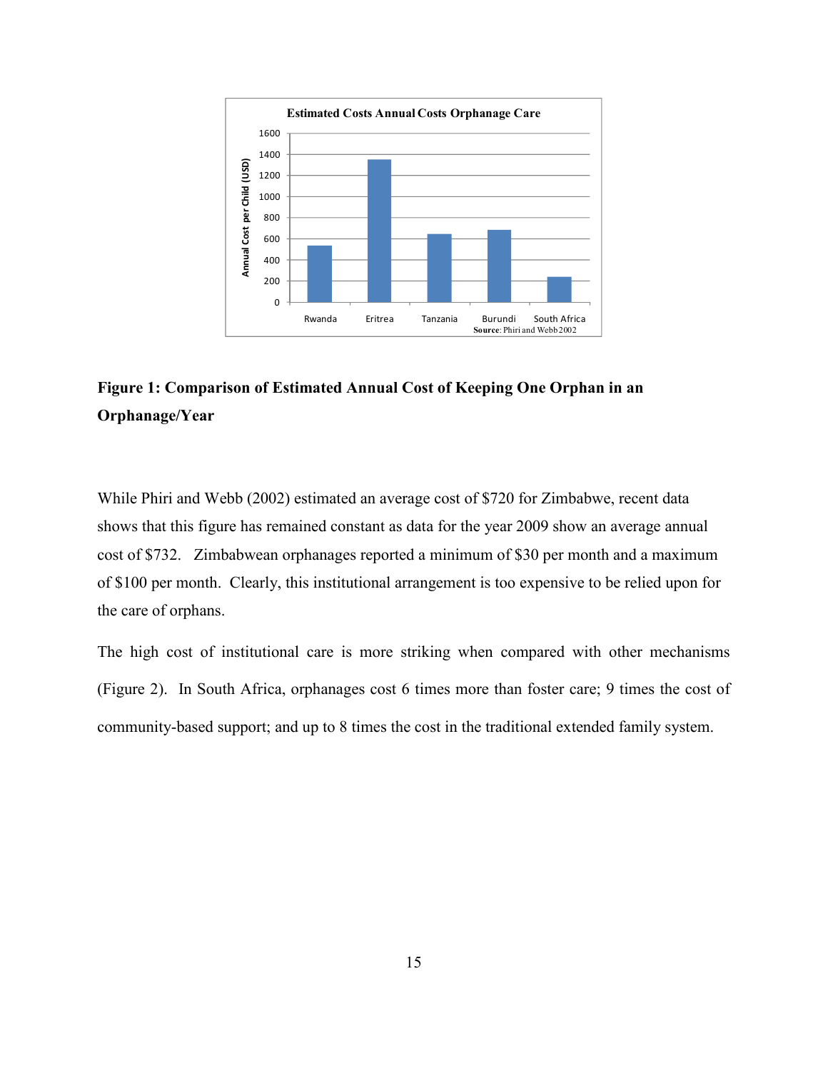**Figure 1: Comparison of Estimated Annual Cost of Keeping One Orphan in an Orphanage/Year**

While Phiri and Webb (2002) estimated an average cost of $720 for Zimbabwe, recent data shows that this figure has remained constant as data for the year 2009 show an average annual cost of $732. Zimbabwean orphanages reported a minimum of $30 per month and a maximum of $100 per month. Clearly, this institutional arrangement is too expensive to be relied upon for the care of orphans.

The high cost of institutional care is more striking when compared with other mechanisms (Figure 2). In South Africa, orphanages cost 6 times more than foster care; 9 times the cost of community-based support; and up to 8 times the cost in the traditional extended family system.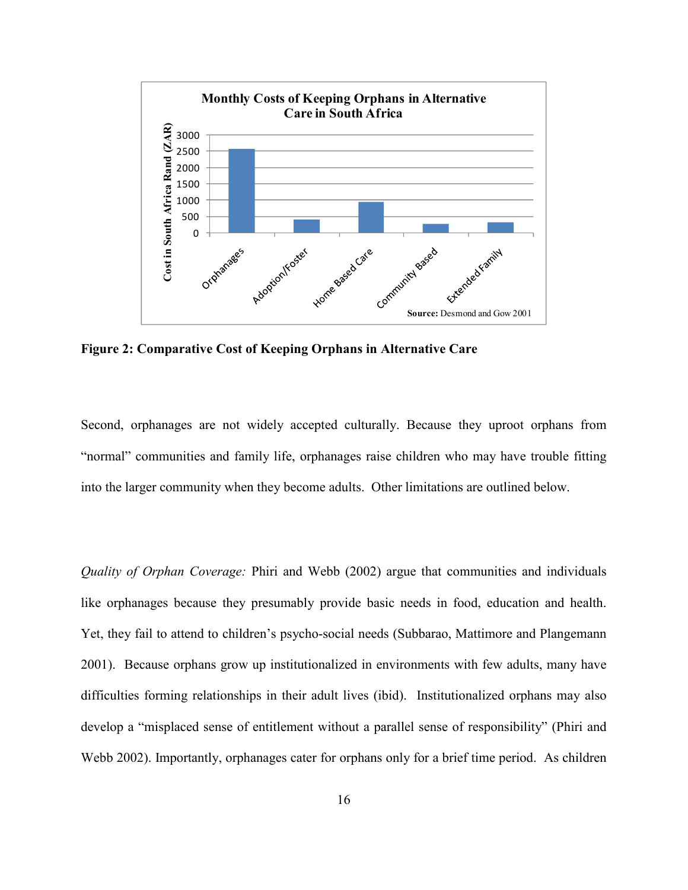**Figure 2: Comparative Cost of Keeping Orphans in Alternative Care**

Second, orphanages are not widely accepted culturally. Because they uproot orphans from "normal" communities and family life, orphanages raise children who may have trouble fitting into the larger community when they become adults. Other limitations are outlined below.

*Quality of Orphan Coverage:* Phiri and Webb (2002) argue that communities and individuals like orphanages because they presumably provide basic needs in food, education and health. Yet, they fail to attend to children's psycho-social needs (Subbarao, Mattimore and Plangemann 2001). Because orphans grow up institutionalized in environments with few adults, many have difficulties forming relationships in their adult lives (ibid). Institutionalized orphans may also develop a "misplaced sense of entitlement without a parallel sense of responsibility" (Phiri and Webb 2002). Importantly, orphanages cater for orphans only for a brief time period. As children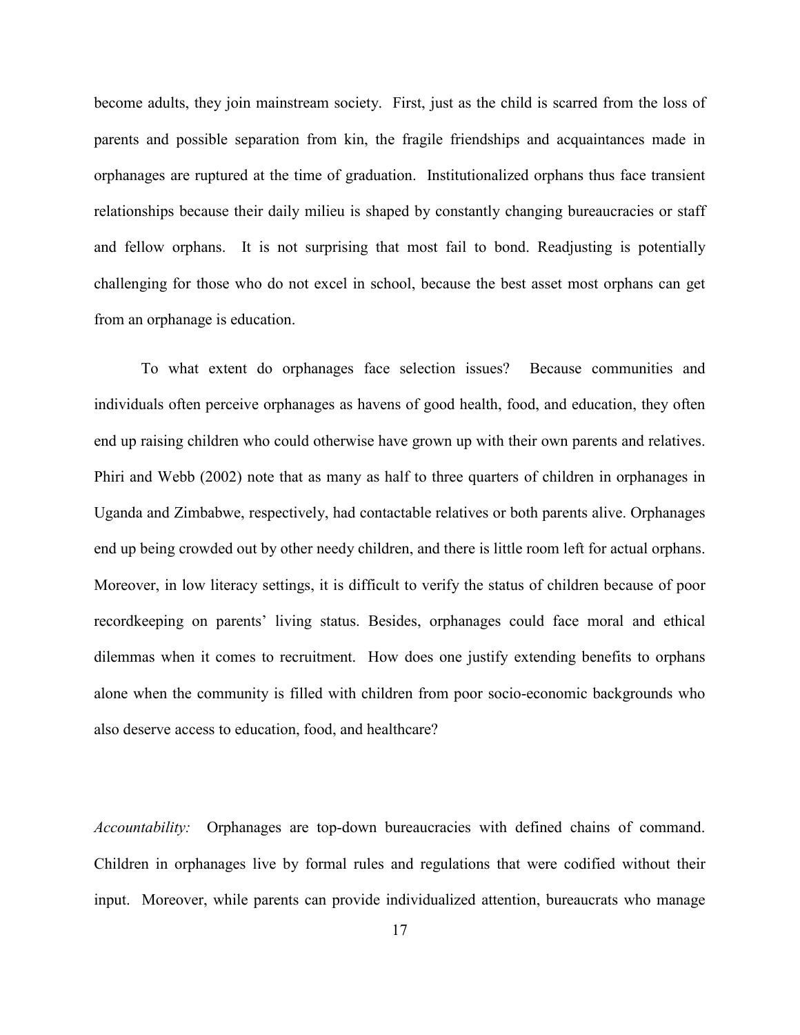become adults, they join mainstream society. First, just as the child is scarred from the loss of parents and possible separation from kin, the fragile friendships and acquaintances made in orphanages are ruptured at the time of graduation. Institutionalized orphans thus face transient relationships because their daily milieu is shaped by constantly changing bureaucracies or staff and fellow orphans. It is not surprising that most fail to bond. Readjusting is potentially challenging for those who do not excel in school, because the best asset most orphans can get from an orphanage is education.

To what extent do orphanages face selection issues? Because communities and individuals often perceive orphanages as havens of good health, food, and education, they often end up raising children who could otherwise have grown up with their own parents and relatives. Phiri and Webb (2002) note that as many as half to three quarters of children in orphanages in Uganda and Zimbabwe, respectively, had contactable relatives or both parents alive. Orphanages end up being crowded out by other needy children, and there is little room left for actual orphans. Moreover, in low literacy settings, it is difficult to verify the status of children because of poor recordkeeping on parents' living status. Besides, orphanages could face moral and ethical dilemmas when it comes to recruitment. How does one justify extending benefits to orphans alone when the community is filled with children from poor socio-economic backgrounds who also deserve access to education, food, and healthcare?

*Accountability:* Orphanages are top-down bureaucracies with defined chains of command. Children in orphanages live by formal rules and regulations that were codified without their input. Moreover, while parents can provide individualized attention, bureaucrats who manage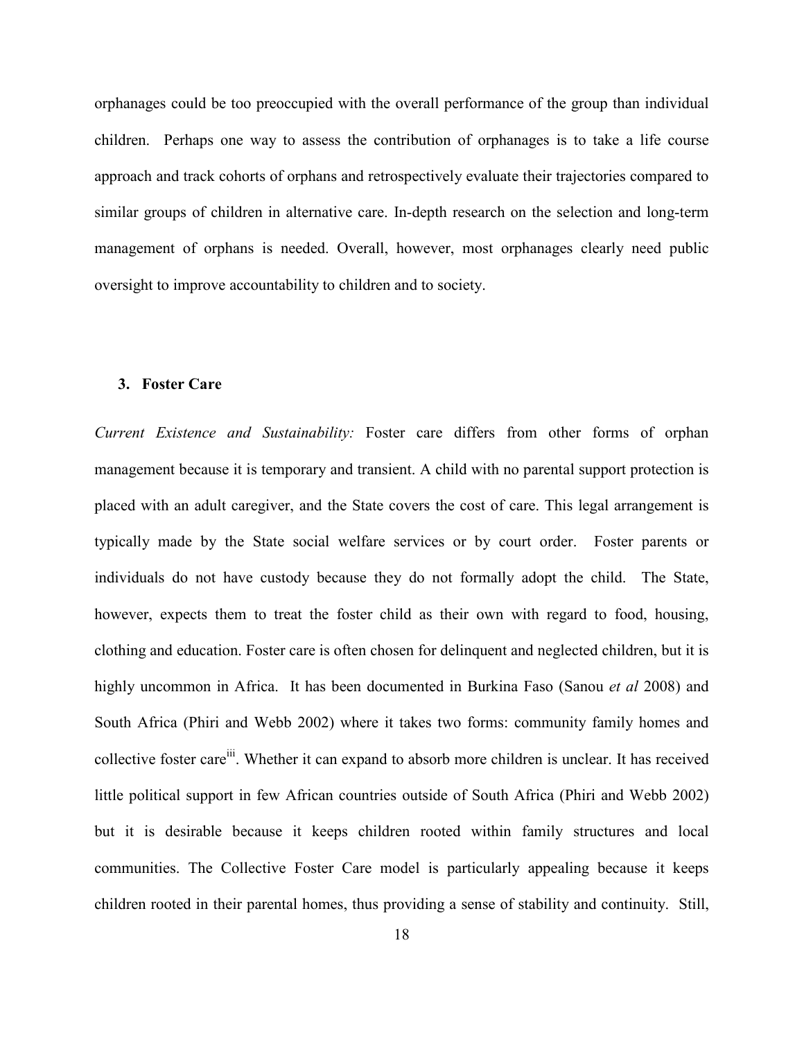orphanages could be too preoccupied with the overall performance of the group than individual children. Perhaps one way to assess the contribution of orphanages is to take a life course approach and track cohorts of orphans and retrospectively evaluate their trajectories compared to similar groups of children in alternative care. In-depth research on the selection and long-term management of orphans is needed. Overall, however, most orphanages clearly need public oversight to improve accountability to children and to society.

## 3. Foster Care

*Current Existence and Sustainability:* Foster care differs from other forms of orphan management because it is temporary and transient. A child with no parental support protection is placed with an adult caregiver, and the State covers the cost of care. This legal arrangement is typically made by the State social welfare services or by court order. Foster parents or individuals do not have custody because they do not formally adopt the child. The State, however, expects them to treat the foster child as their own with regard to food, housing, clothing and education. Foster care is often chosen for delinquent and neglected children, but it is highly uncommon in Africa. It has been documented in Burkina Faso (Sanou *et al* 2008) and South Africa (Phiri and Webb 2002) where it takes two forms: community family homes and collective foster care[iii]. Whether it can expand to absorb more children is unclear. It has received little political support in few African countries outside of South Africa (Phiri and Webb 2002) but it is desirable because it keeps children rooted within family structures and local communities. The Collective Foster Care model is particularly appealing because it keeps children rooted in their parental homes, thus providing a sense of stability and continuity. Still,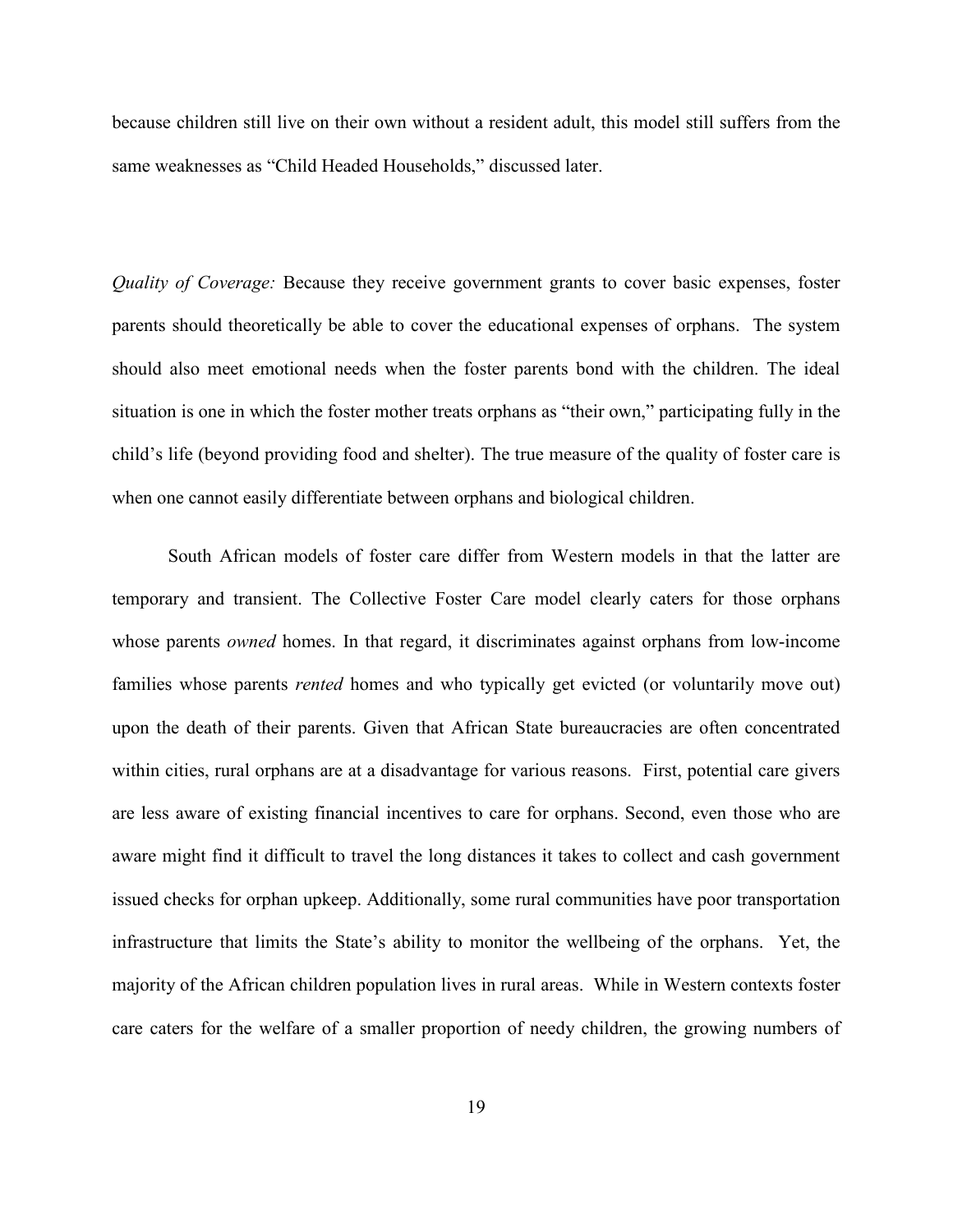because children still live on their own without a resident adult, this model still suffers from the same weaknesses as "Child Headed Households," discussed later.

*Quality of Coverage:* Because they receive government grants to cover basic expenses, foster parents should theoretically be able to cover the educational expenses of orphans. The system should also meet emotional needs when the foster parents bond with the children. The ideal situation is one in which the foster mother treats orphans as "their own," participating fully in the child's life (beyond providing food and shelter). The true measure of the quality of foster care is when one cannot easily differentiate between orphans and biological children.

South African models of foster care differ from Western models in that the latter are temporary and transient. The Collective Foster Care model clearly caters for those orphans whose parents *owned* homes. In that regard, it discriminates against orphans from low-income families whose parents *rented* homes and who typically get evicted (or voluntarily move out) upon the death of their parents. Given that African State bureaucracies are often concentrated within cities, rural orphans are at a disadvantage for various reasons. First, potential care givers are less aware of existing financial incentives to care for orphans. Second, even those who are aware might find it difficult to travel the long distances it takes to collect and cash government issued checks for orphan upkeep. Additionally, some rural communities have poor transportation infrastructure that limits the State's ability to monitor the wellbeing of the orphans. Yet, the majority of the African children population lives in rural areas. While in Western contexts foster care caters for the welfare of a smaller proportion of needy children, the growing numbers of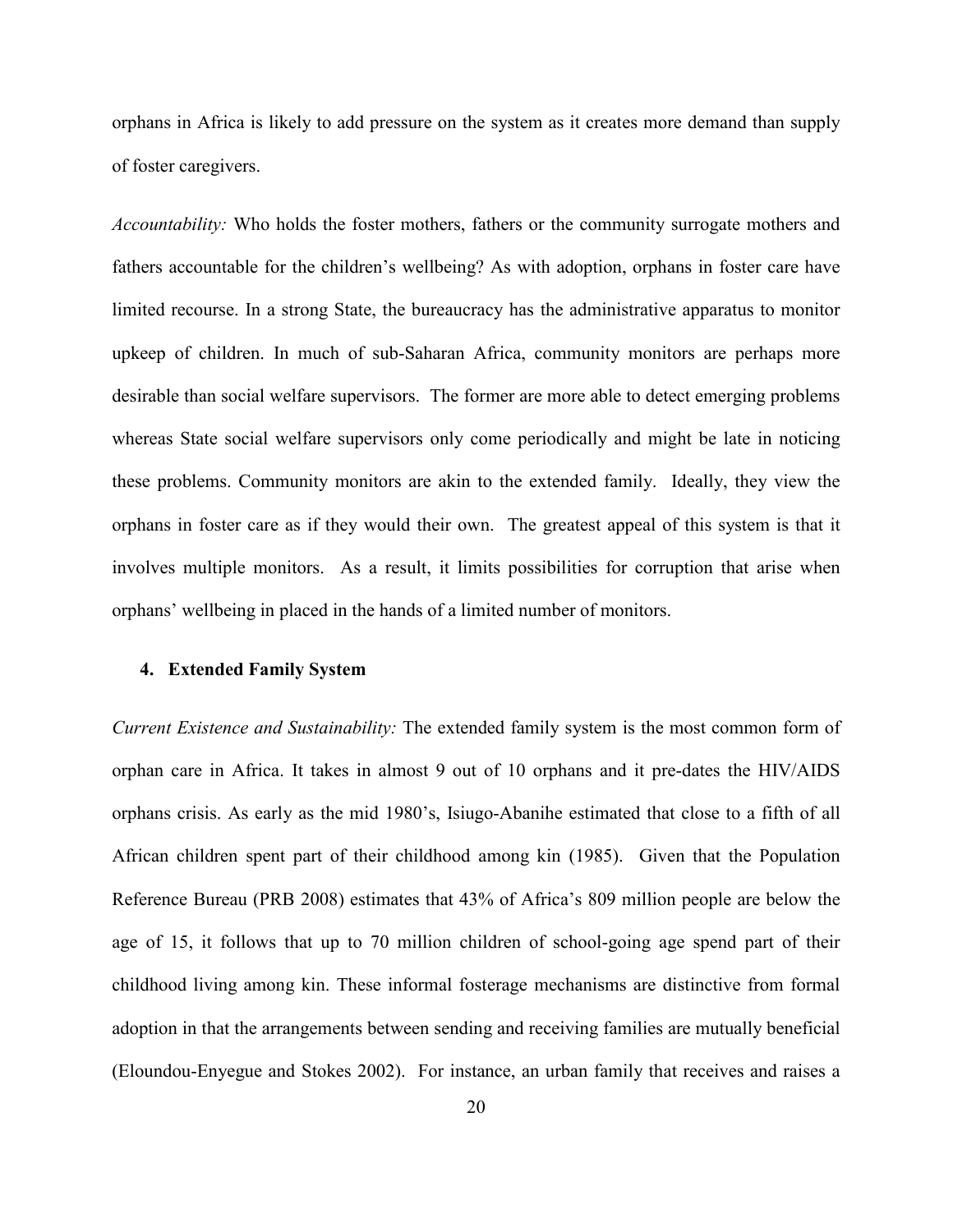orphans in Africa is likely to add pressure on the system as it creates more demand than supply of foster caregivers.

*Accountability:* Who holds the foster mothers, fathers or the community surrogate mothers and fathers accountable for the children's wellbeing? As with adoption, orphans in foster care have limited recourse. In a strong State, the bureaucracy has the administrative apparatus to monitor upkeep of children. In much of sub-Saharan Africa, community monitors are perhaps more desirable than social welfare supervisors. The former are more able to detect emerging problems whereas State social welfare supervisors only come periodically and might be late in noticing these problems. Community monitors are akin to the extended family. Ideally, they view the orphans in foster care as if they would their own. The greatest appeal of this system is that it involves multiple monitors. As a result, it limits possibilities for corruption that arise when orphans' wellbeing in placed in the hands of a limited number of monitors.

#### 4. Extended Family System

*Current Existence and Sustainability:* The extended family system is the most common form of orphan care in Africa. It takes in almost 9 out of 10 orphans and it pre-dates the HIV/AIDS orphans crisis. As early as the mid 1980's, Isiugo-Abanihe estimated that close to a fifth of all African children spent part of their childhood among kin (1985). Given that the Population Reference Bureau (PRB 2008) estimates that 43% of Africa's 809 million people are below the age of 15, it follows that up to 70 million children of school-going age spend part of their childhood living among kin. These informal fosterage mechanisms are distinctive from formal adoption in that the arrangements between sending and receiving families are mutually beneficial (Eloundou-Enyegue and Stokes 2002). For instance, an urban family that receives and raises a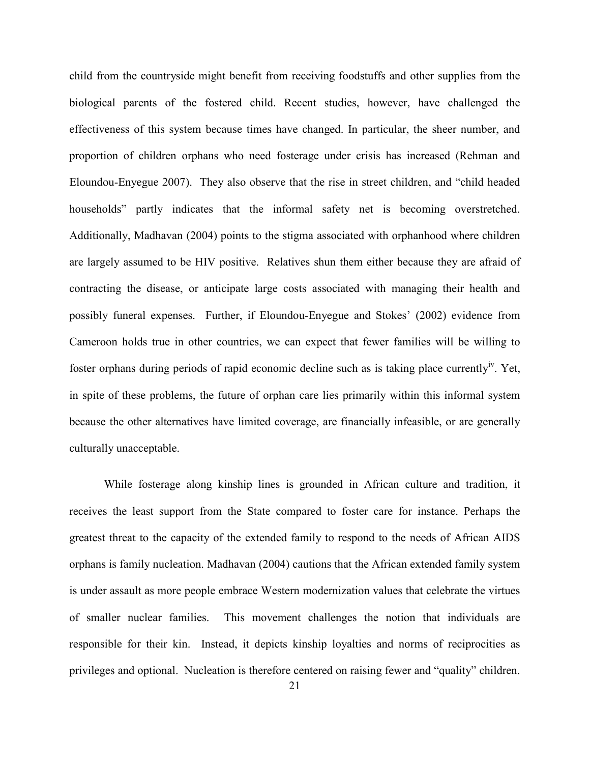child from the countryside might benefit from receiving foodstuffs and other supplies from the biological parents of the fostered child. Recent studies, however, have challenged the effectiveness of this system because times have changed. In particular, the sheer number, and proportion of children orphans who need fosterage under crisis has increased (Rehman and Eloundou-Enyegue 2007). They also observe that the rise in street children, and "child headed households" partly indicates that the informal safety net is becoming overstretched. Additionally, Madhavan (2004) points to the stigma associated with orphanhood where children are largely assumed to be HIV positive. Relatives shun them either because they are afraid of contracting the disease, or anticipate large costs associated with managing their health and possibly funeral expenses. Further, if Eloundou-Enyegue and Stokes' (2002) evidence from Cameroon holds true in other countries, we can expect that fewer families will be willing to foster orphans during periods of rapid economic decline such as is taking place currently[iv]. Yet, in spite of these problems, the future of orphan care lies primarily within this informal system because the other alternatives have limited coverage, are financially infeasible, or are generally culturally unacceptable.

While fosterage along kinship lines is grounded in African culture and tradition, it receives the least support from the State compared to foster care for instance. Perhaps the greatest threat to the capacity of the extended family to respond to the needs of African AIDS orphans is family nucleation. Madhavan (2004) cautions that the African extended family system is under assault as more people embrace Western modernization values that celebrate the virtues of smaller nuclear families. This movement challenges the notion that individuals are responsible for their kin. Instead, it depicts kinship loyalties and norms of reciprocities as privileges and optional. Nucleation is therefore centered on raising fewer and "quality" children.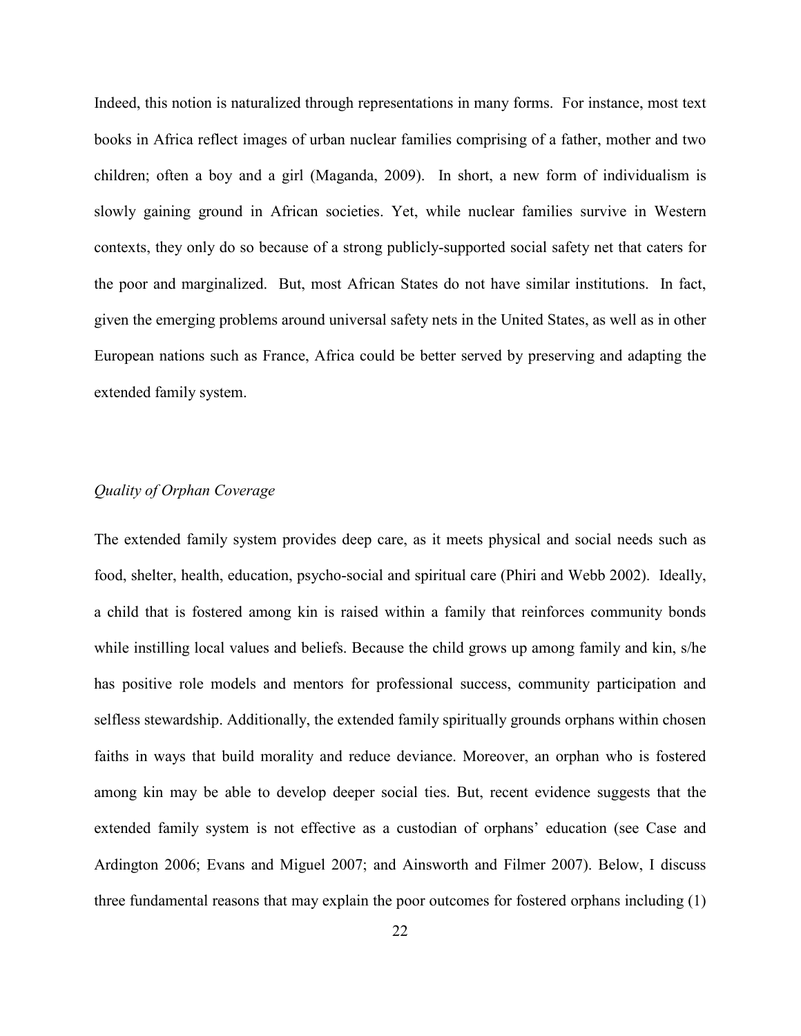Indeed, this notion is naturalized through representations in many forms. For instance, most text books in Africa reflect images of urban nuclear families comprising of a father, mother and two children; often a boy and a girl (Maganda, 2009). In short, a new form of individualism is slowly gaining ground in African societies. Yet, while nuclear families survive in Western contexts, they only do so because of a strong publicly-supported social safety net that caters for the poor and marginalized. But, most African States do not have similar institutions. In fact, given the emerging problems around universal safety nets in the United States, as well as in other European nations such as France, Africa could be better served by preserving and adapting the extended family system.

*Quality of Orphan Coverage*

The extended family system provides deep care, as it meets physical and social needs such as food, shelter, health, education, psycho-social and spiritual care (Phiri and Webb 2002). Ideally, a child that is fostered among kin is raised within a family that reinforces community bonds while instilling local values and beliefs. Because the child grows up among family and kin, s/he has positive role models and mentors for professional success, community participation and selfless stewardship. Additionally, the extended family spiritually grounds orphans within chosen faiths in ways that build morality and reduce deviance. Moreover, an orphan who is fostered among kin may be able to develop deeper social ties. But, recent evidence suggests that the extended family system is not effective as a custodian of orphans' education (see Case and Ardington 2006; Evans and Miguel 2007; and Ainsworth and Filmer 2007). Below, I discuss three fundamental reasons that may explain the poor outcomes for fostered orphans including (1)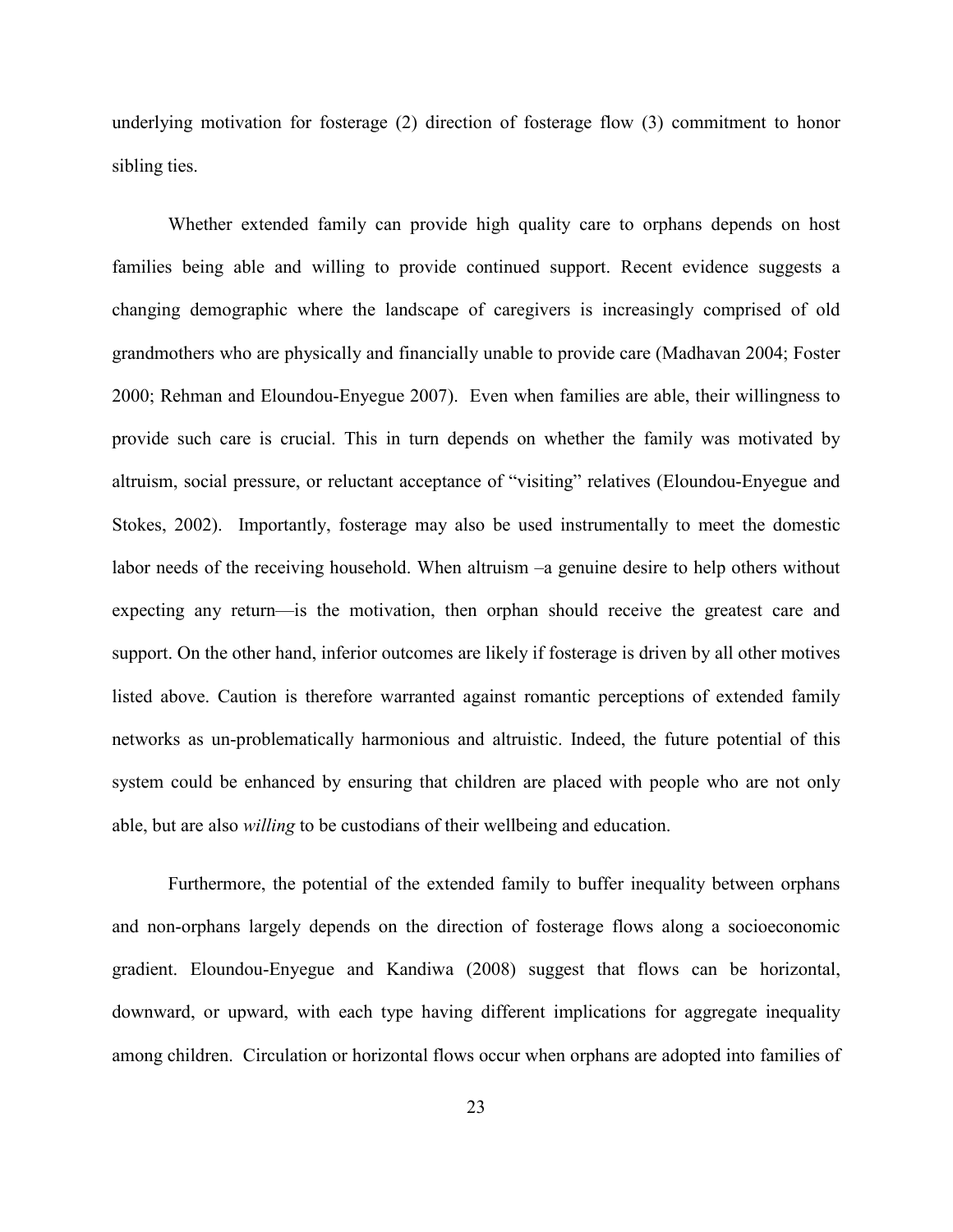underlying motivation for fosterage (2) direction of fosterage flow (3) commitment to honor sibling ties.

Whether extended family can provide high quality care to orphans depends on host families being able and willing to provide continued support. Recent evidence suggests a changing demographic where the landscape of caregivers is increasingly comprised of old grandmothers who are physically and financially unable to provide care (Madhavan 2004; Foster 2000; Rehman and Eloundou-Enyegue 2007). Even when families are able, their willingness to provide such care is crucial. This in turn depends on whether the family was motivated by altruism, social pressure, or reluctant acceptance of "visiting" relatives (Eloundou-Enyegue and Stokes, 2002). Importantly, fosterage may also be used instrumentally to meet the domestic labor needs of the receiving household. When altruism –a genuine desire to help others without expecting any return—is the motivation, then orphan should receive the greatest care and support. On the other hand, inferior outcomes are likely if fosterage is driven by all other motives listed above. Caution is therefore warranted against romantic perceptions of extended family networks as un-problematically harmonious and altruistic. Indeed, the future potential of this system could be enhanced by ensuring that children are placed with people who are not only able, but are also *willing* to be custodians of their wellbeing and education.

Furthermore, the potential of the extended family to buffer inequality between orphans and non-orphans largely depends on the direction of fosterage flows along a socioeconomic gradient. Eloundou-Enyegue and Kandiwa (2008) suggest that flows can be horizontal, downward, or upward, with each type having different implications for aggregate inequality among children. Circulation or horizontal flows occur when orphans are adopted into families of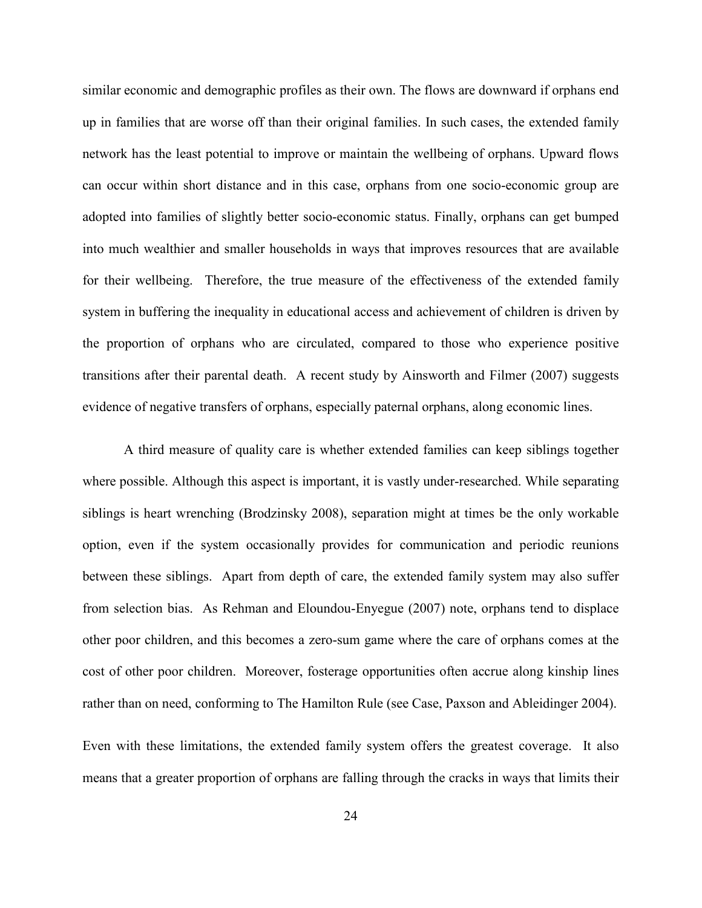similar economic and demographic profiles as their own. The flows are downward if orphans end up in families that are worse off than their original families. In such cases, the extended family network has the least potential to improve or maintain the wellbeing of orphans. Upward flows can occur within short distance and in this case, orphans from one socio-economic group are adopted into families of slightly better socio-economic status. Finally, orphans can get bumped into much wealthier and smaller households in ways that improves resources that are available for their wellbeing. Therefore, the true measure of the effectiveness of the extended family system in buffering the inequality in educational access and achievement of children is driven by the proportion of orphans who are circulated, compared to those who experience positive transitions after their parental death. A recent study by Ainsworth and Filmer (2007) suggests evidence of negative transfers of orphans, especially paternal orphans, along economic lines.

A third measure of quality care is whether extended families can keep siblings together where possible. Although this aspect is important, it is vastly under-researched. While separating siblings is heart wrenching (Brodzinsky 2008), separation might at times be the only workable option, even if the system occasionally provides for communication and periodic reunions between these siblings. Apart from depth of care, the extended family system may also suffer from selection bias. As Rehman and Eloundou-Enyegue (2007) note, orphans tend to displace other poor children, and this becomes a zero-sum game where the care of orphans comes at the cost of other poor children. Moreover, fosterage opportunities often accrue along kinship lines rather than on need, conforming to The Hamilton Rule (see Case, Paxson and Ableidinger 2004).

Even with these limitations, the extended family system offers the greatest coverage. It also means that a greater proportion of orphans are falling through the cracks in ways that limits their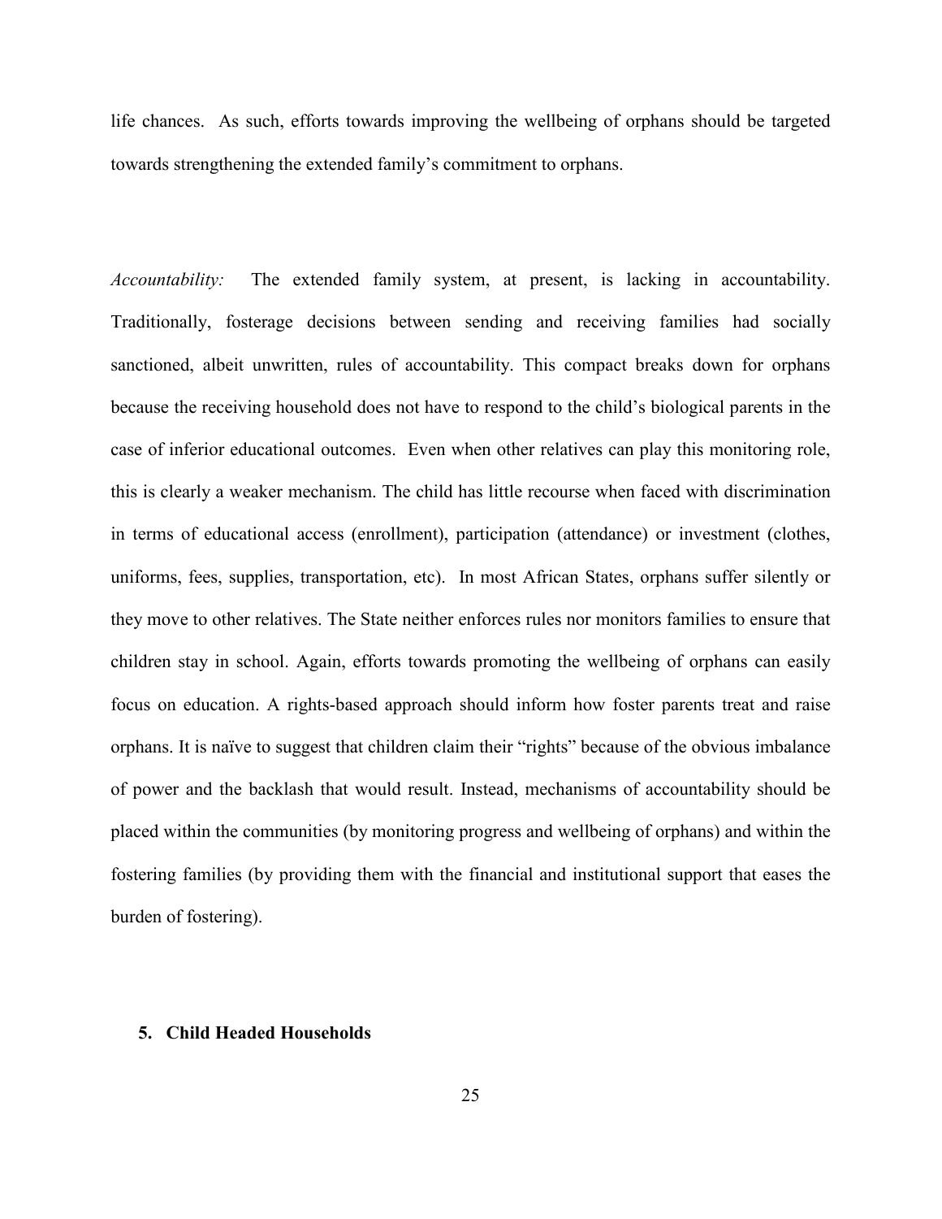life chances. As such, efforts towards improving the wellbeing of orphans should be targeted towards strengthening the extended family's commitment to orphans.

*Accountability:* The extended family system, at present, is lacking in accountability. Traditionally, fosterage decisions between sending and receiving families had socially sanctioned, albeit unwritten, rules of accountability. This compact breaks down for orphans because the receiving household does not have to respond to the child's biological parents in the case of inferior educational outcomes. Even when other relatives can play this monitoring role, this is clearly a weaker mechanism. The child has little recourse when faced with discrimination in terms of educational access (enrollment), participation (attendance) or investment (clothes, uniforms, fees, supplies, transportation, etc). In most African States, orphans suffer silently or they move to other relatives. The State neither enforces rules nor monitors families to ensure that children stay in school. Again, efforts towards promoting the wellbeing of orphans can easily focus on education. A rights-based approach should inform how foster parents treat and raise orphans. It is naïve to suggest that children claim their "rights" because of the obvious imbalance of power and the backlash that would result. Instead, mechanisms of accountability should be placed within the communities (by monitoring progress and wellbeing of orphans) and within the fostering families (by providing them with the financial and institutional support that eases the burden of fostering).

## 5. Child Headed Households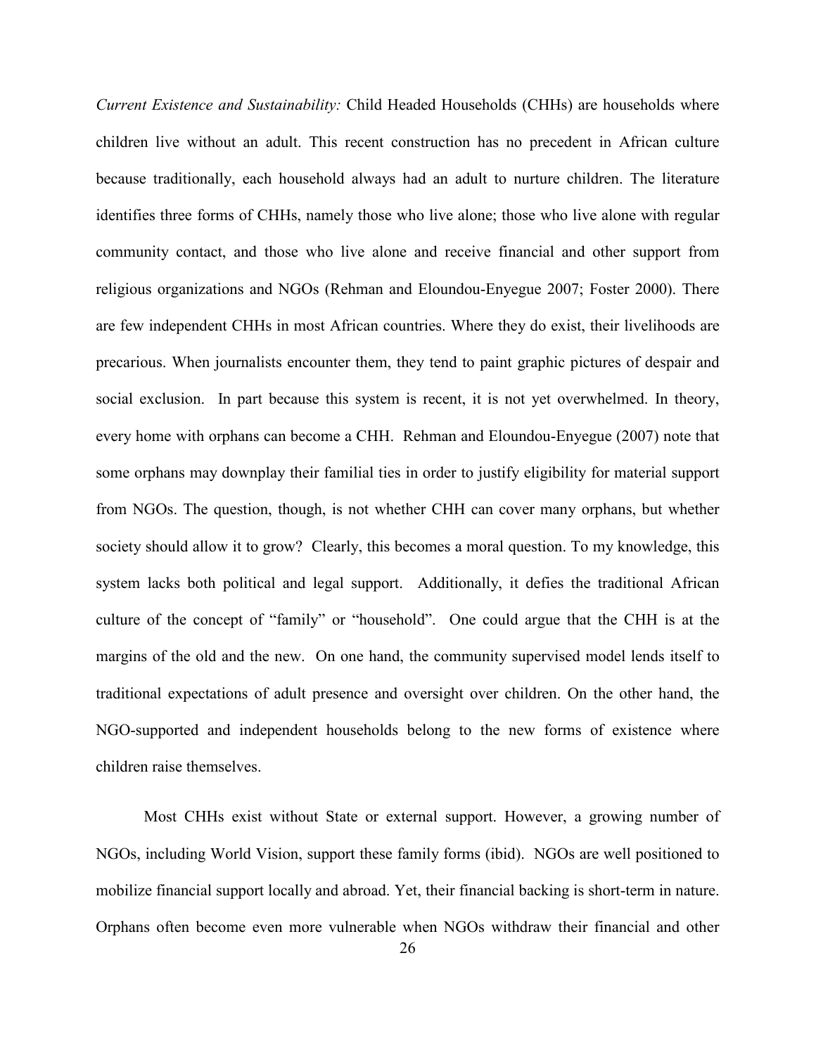*Current Existence and Sustainability:* Child Headed Households (CHHs) are households where children live without an adult. This recent construction has no precedent in African culture because traditionally, each household always had an adult to nurture children. The literature identifies three forms of CHHs, namely those who live alone; those who live alone with regular community contact, and those who live alone and receive financial and other support from religious organizations and NGOs (Rehman and Eloundou-Enyegue 2007; Foster 2000). There are few independent CHHs in most African countries. Where they do exist, their livelihoods are precarious. When journalists encounter them, they tend to paint graphic pictures of despair and social exclusion. In part because this system is recent, it is not yet overwhelmed. In theory, every home with orphans can become a CHH. Rehman and Eloundou-Enyegue (2007) note that some orphans may downplay their familial ties in order to justify eligibility for material support from NGOs. The question, though, is not whether CHH can cover many orphans, but whether society should allow it to grow? Clearly, this becomes a moral question. To my knowledge, this system lacks both political and legal support. Additionally, it defies the traditional African culture of the concept of "family" or "household". One could argue that the CHH is at the margins of the old and the new. On one hand, the community supervised model lends itself to traditional expectations of adult presence and oversight over children. On the other hand, the NGO-supported and independent households belong to the new forms of existence where children raise themselves.

Most CHHs exist without State or external support. However, a growing number of NGOs, including World Vision, support these family forms (ibid). NGOs are well positioned to mobilize financial support locally and abroad. Yet, their financial backing is short-term in nature. Orphans often become even more vulnerable when NGOs withdraw their financial and other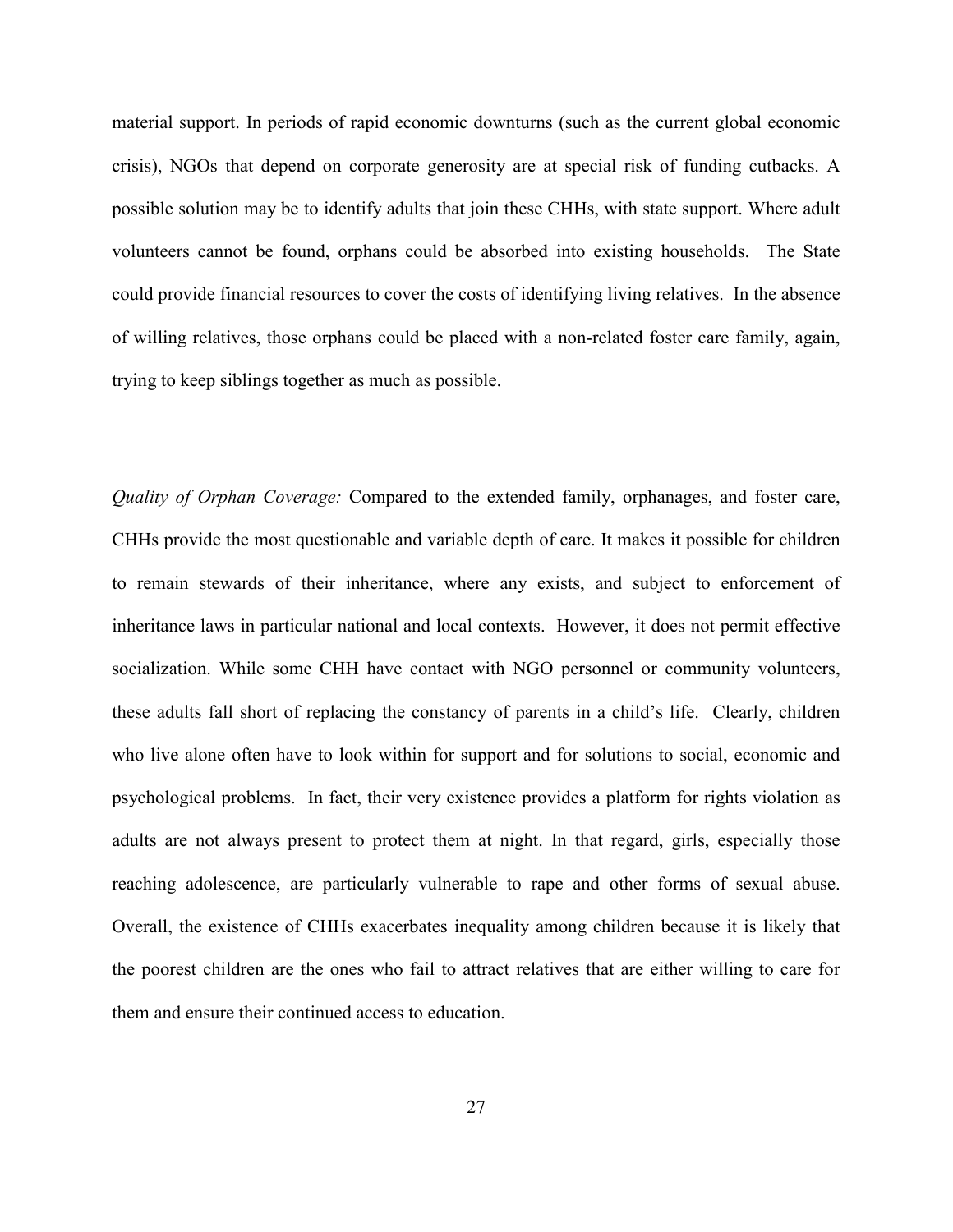material support. In periods of rapid economic downturns (such as the current global economic crisis), NGOs that depend on corporate generosity are at special risk of funding cutbacks. A possible solution may be to identify adults that join these CHHs, with state support. Where adult volunteers cannot be found, orphans could be absorbed into existing households. The State could provide financial resources to cover the costs of identifying living relatives. In the absence of willing relatives, those orphans could be placed with a non-related foster care family, again, trying to keep siblings together as much as possible.

*Quality of Orphan Coverage:* Compared to the extended family, orphanages, and foster care, CHHs provide the most questionable and variable depth of care. It makes it possible for children to remain stewards of their inheritance, where any exists, and subject to enforcement of inheritance laws in particular national and local contexts. However, it does not permit effective socialization. While some CHH have contact with NGO personnel or community volunteers, these adults fall short of replacing the constancy of parents in a child's life. Clearly, children who live alone often have to look within for support and for solutions to social, economic and psychological problems. In fact, their very existence provides a platform for rights violation as adults are not always present to protect them at night. In that regard, girls, especially those reaching adolescence, are particularly vulnerable to rape and other forms of sexual abuse. Overall, the existence of CHHs exacerbates inequality among children because it is likely that the poorest children are the ones who fail to attract relatives that are either willing to care for them and ensure their continued access to education.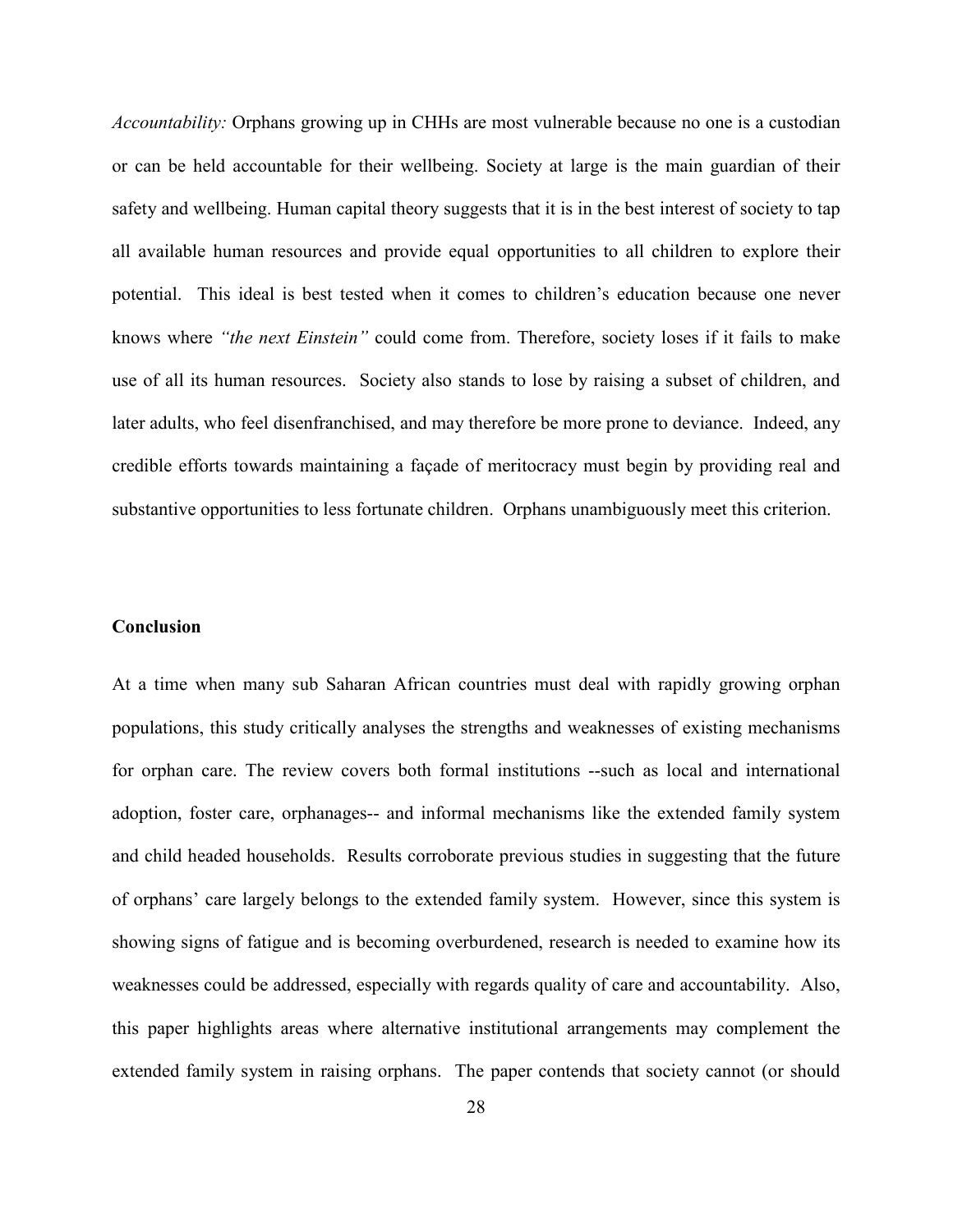*Accountability:* Orphans growing up in CHHs are most vulnerable because no one is a custodian or can be held accountable for their wellbeing. Society at large is the main guardian of their safety and wellbeing. Human capital theory suggests that it is in the best interest of society to tap all available human resources and provide equal opportunities to all children to explore their potential. This ideal is best tested when it comes to children's education because one never knows where *"the next Einstein"* could come from. Therefore, society loses if it fails to make use of all its human resources. Society also stands to lose by raising a subset of children, and later adults, who feel disenfranchised, and may therefore be more prone to deviance. Indeed, any credible efforts towards maintaining a façade of meritocracy must begin by providing real and substantive opportunities to less fortunate children. Orphans unambiguously meet this criterion.

**Conclusion**

At a time when many sub Saharan African countries must deal with rapidly growing orphan populations, this study critically analyses the strengths and weaknesses of existing mechanisms for orphan care. The review covers both formal institutions --such as local and international adoption, foster care, orphanages-- and informal mechanisms like the extended family system and child headed households. Results corroborate previous studies in suggesting that the future of orphans' care largely belongs to the extended family system. However, since this system is showing signs of fatigue and is becoming overburdened, research is needed to examine how its weaknesses could be addressed, especially with regards quality of care and accountability. Also, this paper highlights areas where alternative institutional arrangements may complement the extended family system in raising orphans. The paper contends that society cannot (or should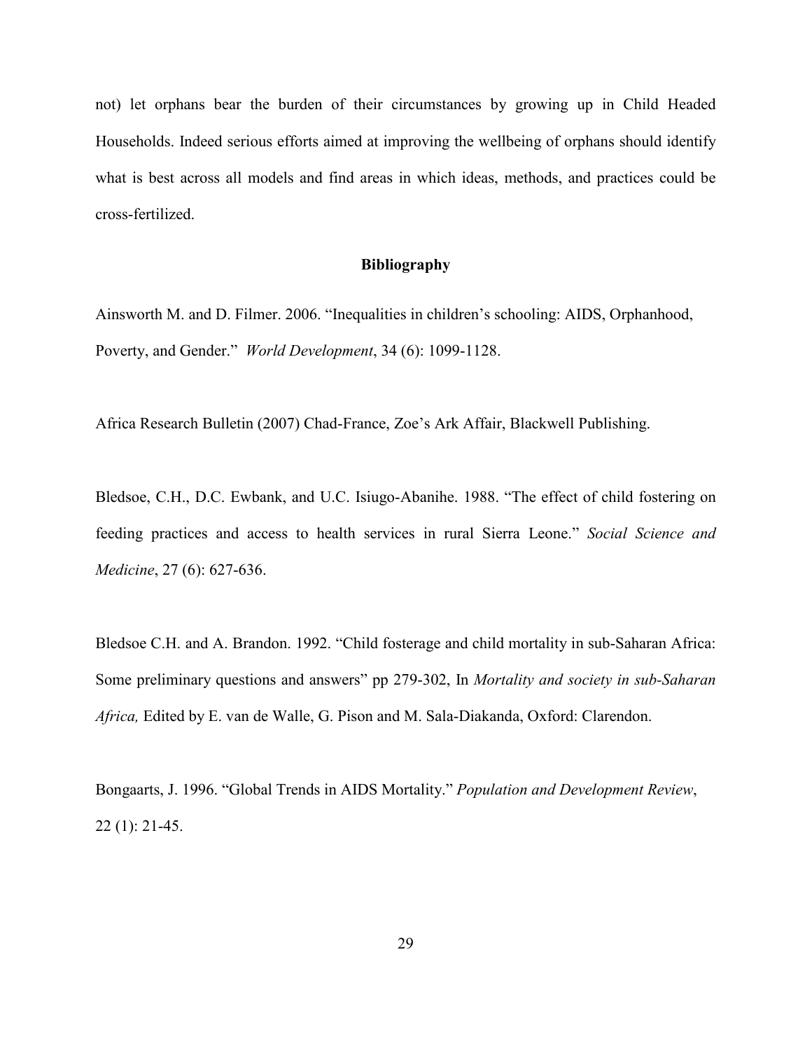not) let orphans bear the burden of their circumstances by growing up in Child Headed Households. Indeed serious efforts aimed at improving the wellbeing of orphans should identify what is best across all models and find areas in which ideas, methods, and practices could be cross-fertilized.

## Bibliography

Ainsworth M. and D. Filmer. 2006. "Inequalities in children's schooling: AIDS, Orphanhood, Poverty, and Gender." *World Development*, 34 (6): 1099-1128.

Africa Research Bulletin (2007) Chad-France, Zoe's Ark Affair, Blackwell Publishing.

Bledsoe, C.H., D.C. Ewbank, and U.C. Isiugo-Abanihe. 1988. "The effect of child fostering on feeding practices and access to health services in rural Sierra Leone." *Social Science and Medicine*, 27 (6): 627-636.

Bledsoe C.H. and A. Brandon. 1992. "Child fosterage and child mortality in sub-Saharan Africa: Some preliminary questions and answers" pp 279-302, In *Mortality and society in sub-Saharan Africa,* Edited by E. van de Walle, G. Pison and M. Sala-Diakanda, Oxford: Clarendon.

Bongaarts, J. 1996. "Global Trends in AIDS Mortality." *Population and Development Review*, 22 (1): 21-45.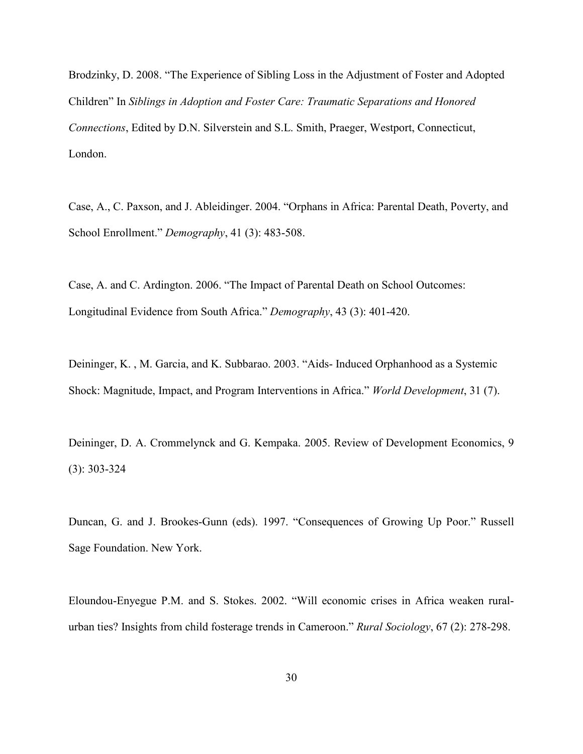Brodzinky, D. 2008. "The Experience of Sibling Loss in the Adjustment of Foster and Adopted Children" In *Siblings in Adoption and Foster Care: Traumatic Separations and Honored Connections*, Edited by D.N. Silverstein and S.L. Smith, Praeger, Westport, Connecticut, London.

Case, A., C. Paxson, and J. Ableidinger. 2004. "Orphans in Africa: Parental Death, Poverty, and School Enrollment." *Demography*, 41 (3): 483-508.

Case, A. and C. Ardington. 2006. "The Impact of Parental Death on School Outcomes: Longitudinal Evidence from South Africa." *Demography*, 43 (3): 401-420.

Deininger, K. , M. Garcia, and K. Subbarao. 2003. "Aids- Induced Orphanhood as a Systemic Shock: Magnitude, Impact, and Program Interventions in Africa." *World Development*, 31 (7).

Deininger, D. A. Crommelynck and G. Kempaka. 2005. Review of Development Economics, 9 (3): 303-324

Duncan, G. and J. Brookes-Gunn (eds). 1997. "Consequences of Growing Up Poor." Russell Sage Foundation. New York.

Eloundou-Enyegue P.M. and S. Stokes. 2002. "Will economic crises in Africa weaken rural-urban ties? Insights from child fosterage trends in Cameroon." *Rural Sociology*, 67 (2): 278-298.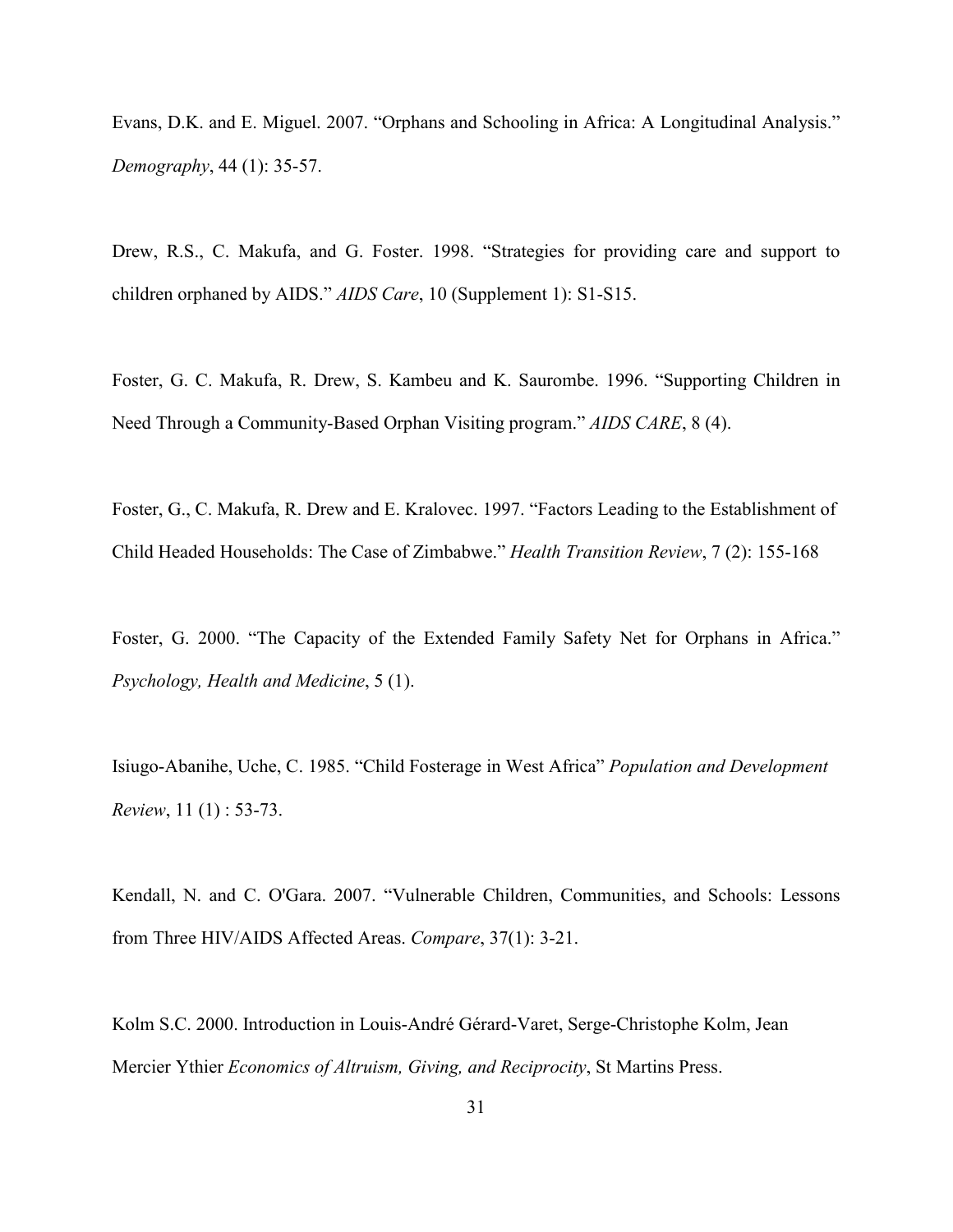Evans, D.K. and E. Miguel. 2007. “Orphans and Schooling in Africa: A Longitudinal Analysis.” *Demography*, 44 (1): 35-57.

Drew, R.S., C. Makufa, and G. Foster. 1998. “Strategies for providing care and support to children orphaned by AIDS.” *AIDS Care*, 10 (Supplement 1): S1-S15.

Foster, G. C. Makufa, R. Drew, S. Kambeu and K. Saurombe. 1996. “Supporting Children in Need Through a Community-Based Orphan Visiting program.” *AIDS CARE*, 8 (4).

Foster, G., C. Makufa, R. Drew and E. Kralovec. 1997. “Factors Leading to the Establishment of Child Headed Households: The Case of Zimbabwe.” *Health Transition Review*, 7 (2): 155-168

Foster, G. 2000. “The Capacity of the Extended Family Safety Net for Orphans in Africa.” *Psychology, Health and Medicine*, 5 (1).

Isiugo-Abanihe, Uche, C. 1985. “Child Fosterage in West Africa” *Population and Development Review*, 11 (1) : 53-73.

Kendall, N. and C. O'Gara. 2007. “Vulnerable Children, Communities, and Schools: Lessons from Three HIV/AIDS Affected Areas. *Compare*, 37(1): 3-21.

Kolm S.C. 2000. Introduction in Louis-André Gérard-Varet, Serge-Christophe Kolm, Jean Mercier Ythier *Economics of Altruism, Giving, and Reciprocity*, St Martins Press.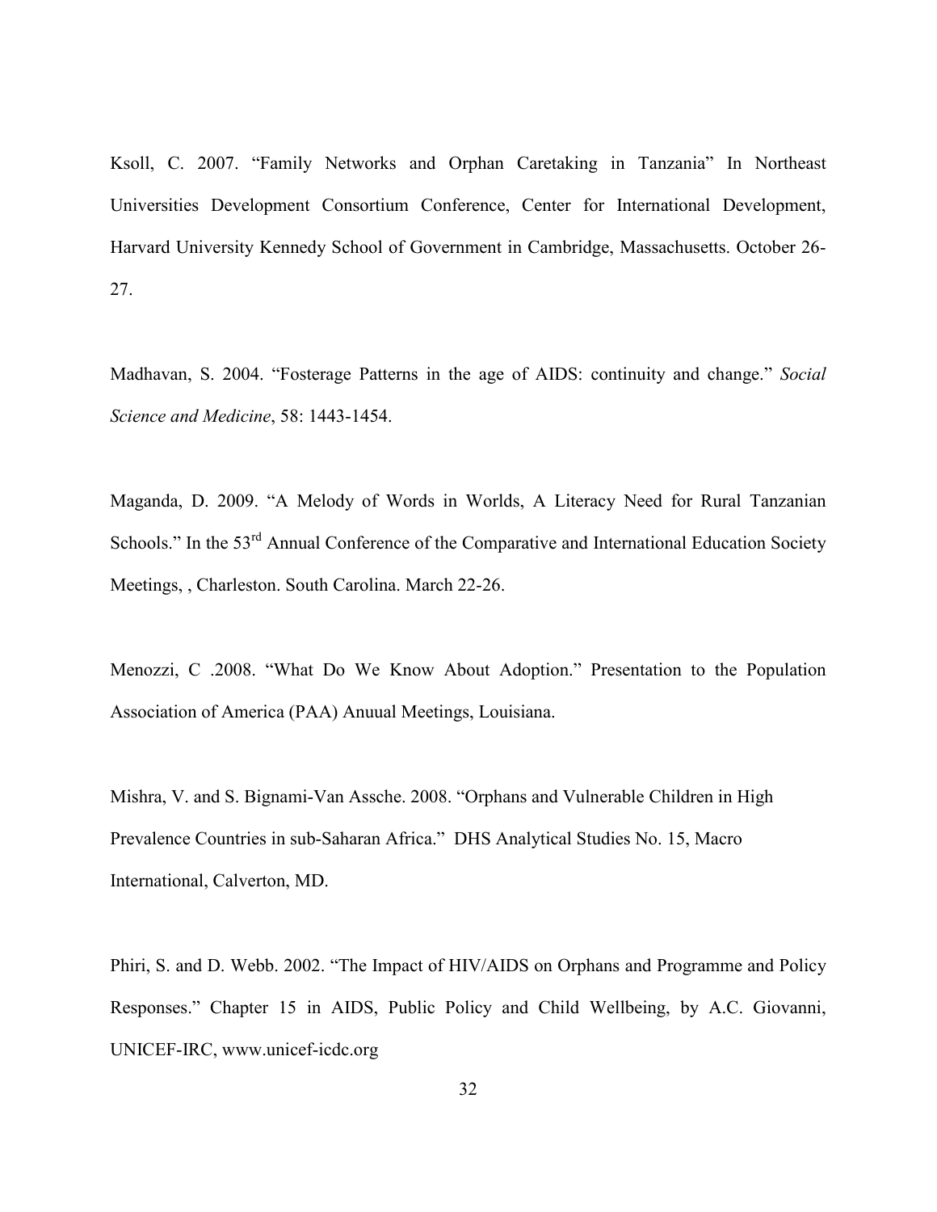Ksoll, C. 2007. “Family Networks and Orphan Caretaking in Tanzania” In Northeast Universities Development Consortium Conference, Center for International Development, Harvard University Kennedy School of Government in Cambridge, Massachusetts. October 26-27.

Madhavan, S. 2004. “Fosterage Patterns in the age of AIDS: continuity and change.” *Social Science and Medicine*, 58: 1443-1454.

Maganda, D. 2009. “A Melody of Words in Worlds, A Literacy Need for Rural Tanzanian Schools.” In the 53rd Annual Conference of the Comparative and International Education Society Meetings, , Charleston. South Carolina. March 22-26.

Menozzi, C .2008. “What Do We Know About Adoption.” Presentation to the Population Association of America (PAA) Anuual Meetings, Louisiana.

Mishra, V. and S. Bignami-Van Assche. 2008. “Orphans and Vulnerable Children in High Prevalence Countries in sub-Saharan Africa.” DHS Analytical Studies No. 15, Macro International, Calverton, MD.

Phiri, S. and D. Webb. 2002. “The Impact of HIV/AIDS on Orphans and Programme and Policy Responses.” Chapter 15 in AIDS, Public Policy and Child Wellbeing, by A.C. Giovanni, UNICEF-IRC, www.unicef-icdc.org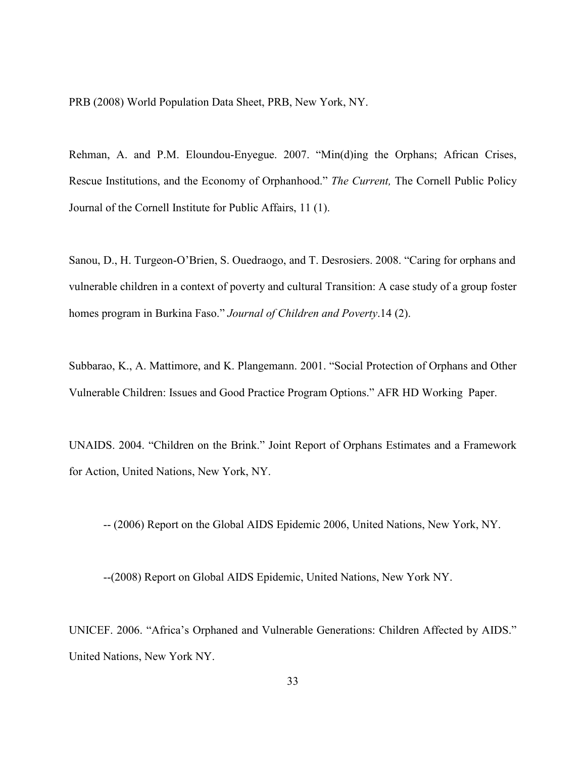PRB (2008) World Population Data Sheet, PRB, New York, NY.

Rehman, A. and P.M. Eloundou-Enyegue. 2007. "Min(d)ing the Orphans; African Crises, Rescue Institutions, and the Economy of Orphanhood." *The Current,* The Cornell Public Policy Journal of the Cornell Institute for Public Affairs, 11 (1).

Sanou, D., H. Turgeon-O'Brien, S. Ouedraogo, and T. Desrosiers. 2008. "Caring for orphans and vulnerable children in a context of poverty and cultural Transition: A case study of a group foster homes program in Burkina Faso." *Journal of Children and Poverty*.14 (2).

Subbarao, K., A. Mattimore, and K. Plangemann. 2001. "Social Protection of Orphans and Other Vulnerable Children: Issues and Good Practice Program Options." AFR HD Working Paper.

UNAIDS. 2004. "Children on the Brink." Joint Report of Orphans Estimates and a Framework for Action, United Nations, New York, NY.

-- (2006) Report on the Global AIDS Epidemic 2006, United Nations, New York, NY.

--(2008) Report on Global AIDS Epidemic, United Nations, New York NY.

UNICEF. 2006. "Africa's Orphaned and Vulnerable Generations: Children Affected by AIDS." United Nations, New York NY.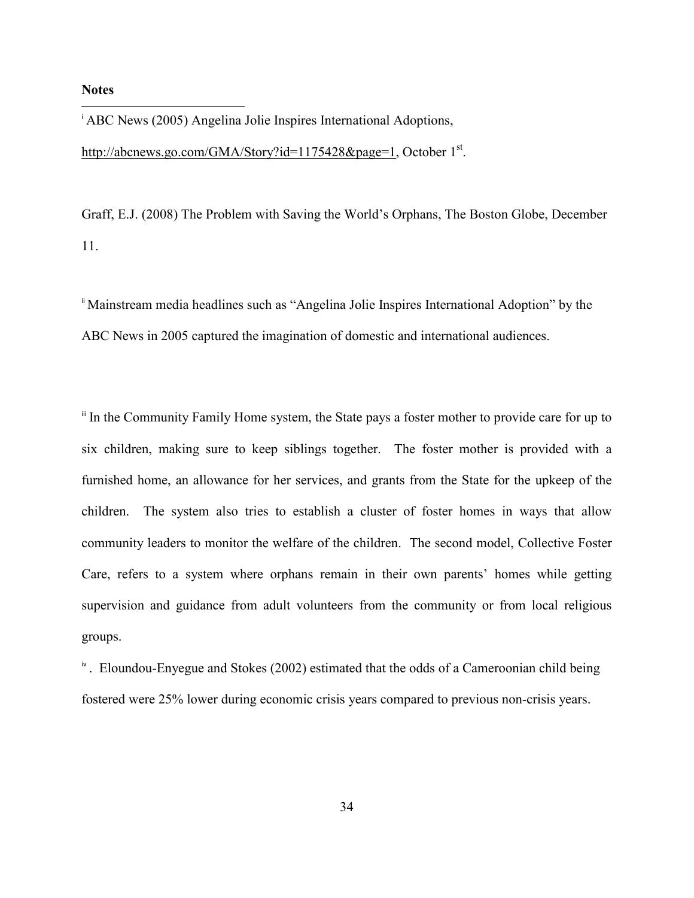**Notes**

[i] ABC News (2005) Angelina Jolie Inspires International Adoptions, http://abcnews.go.com/GMA/Story?id=1175428&page=1, October 1st.

Graff, E.J. (2008) The Problem with Saving the World's Orphans, The Boston Globe, December 11.

[ii] Mainstream media headlines such as "Angelina Jolie Inspires International Adoption" by the ABC News in 2005 captured the imagination of domestic and international audiences.

[iii] In the Community Family Home system, the State pays a foster mother to provide care for up to six children, making sure to keep siblings together. The foster mother is provided with a furnished home, an allowance for her services, and grants from the State for the upkeep of the children. The system also tries to establish a cluster of foster homes in ways that allow community leaders to monitor the welfare of the children. The second model, Collective Foster Care, refers to a system where orphans remain in their own parents' homes while getting supervision and guidance from adult volunteers from the community or from local religious groups.

[iv] . Eloundou-Enyegue and Stokes (2002) estimated that the odds of a Cameroonian child being fostered were 25% lower during economic crisis years compared to previous non-crisis years.